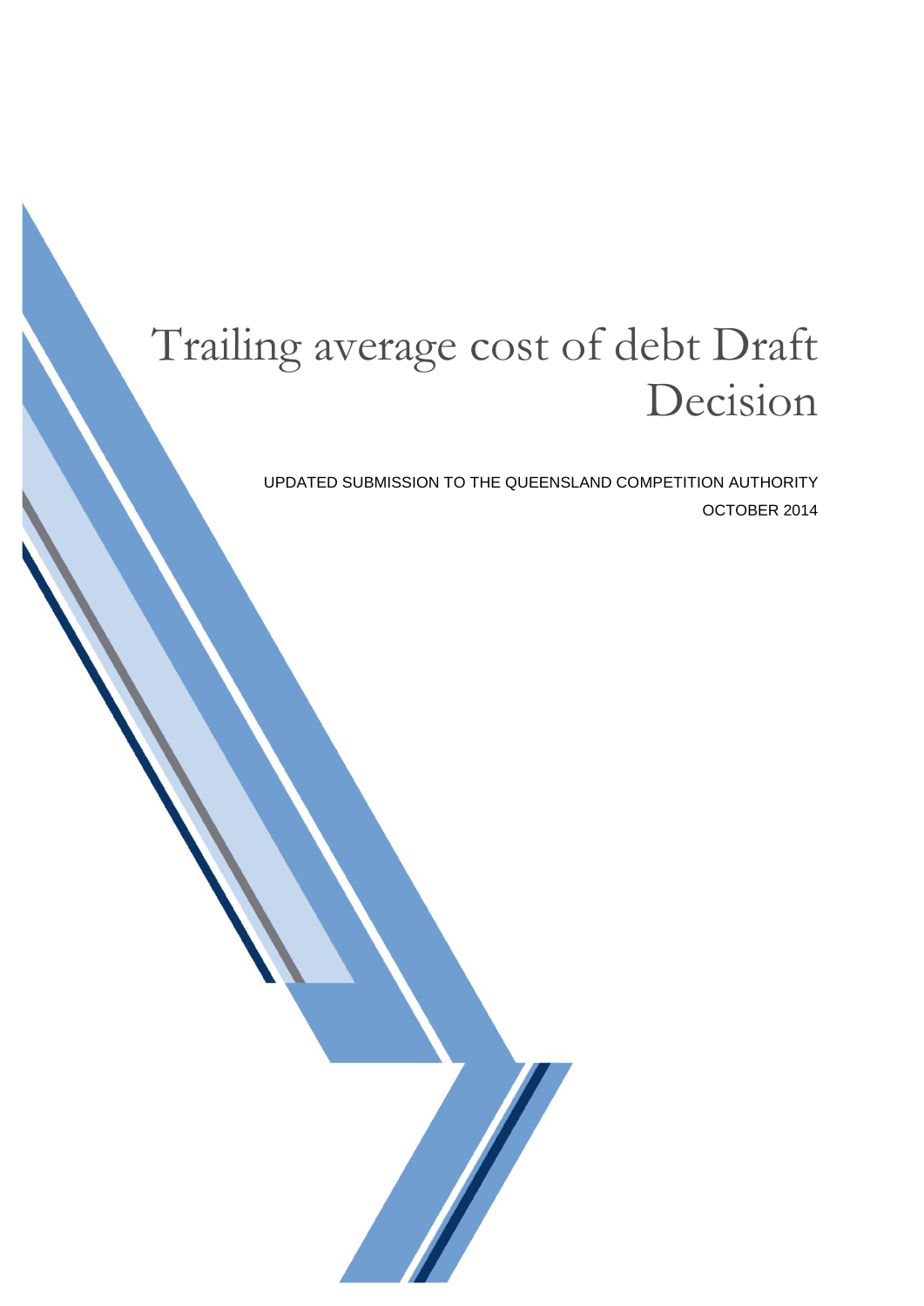# Trailing average cost of debt Draft Decision

UPDATED SUBMISSION TO THE QUEENSLAND COMPETITION AUTHORITY

OCTOBER 2014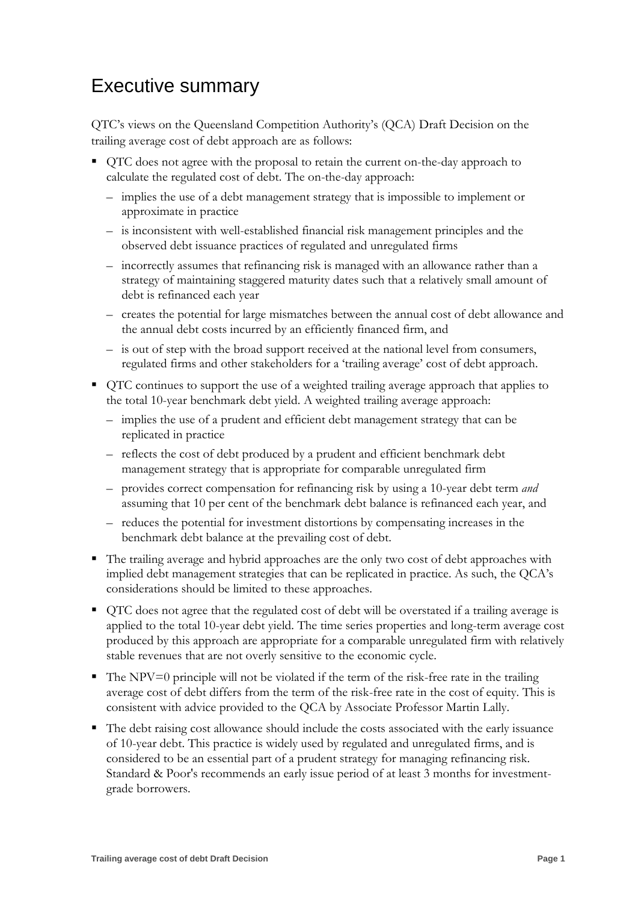# Executive summary

QTC's views on the Queensland Competition Authority's (QCA) Draft Decision on the trailing average cost of debt approach are as follows:

- QTC does not agree with the proposal to retain the current on-the-day approach to calculate the regulated cost of debt. The on-the-day approach:
  - implies the use of a debt management strategy that is impossible to implement or approximate in practice
  - is inconsistent with well-established financial risk management principles and the observed debt issuance practices of regulated and unregulated firms
  - incorrectly assumes that refinancing risk is managed with an allowance rather than a strategy of maintaining staggered maturity dates such that a relatively small amount of debt is refinanced each year
  - creates the potential for large mismatches between the annual cost of debt allowance and the annual debt costs incurred by an efficiently financed firm, and
  - is out of step with the broad support received at the national level from consumers, regulated firms and other stakeholders for a 'trailing average' cost of debt approach.
- QTC continues to support the use of a weighted trailing average approach that applies to the total 10-year benchmark debt yield. A weighted trailing average approach:
  - implies the use of a prudent and efficient debt management strategy that can be replicated in practice
  - reflects the cost of debt produced by a prudent and efficient benchmark debt management strategy that is appropriate for comparable unregulated firm
  - provides correct compensation for refinancing risk by using a 10-year debt term *and* assuming that 10 per cent of the benchmark debt balance is refinanced each year, and
  - reduces the potential for investment distortions by compensating increases in the benchmark debt balance at the prevailing cost of debt.
- The trailing average and hybrid approaches are the only two cost of debt approaches with implied debt management strategies that can be replicated in practice. As such, the QCA's considerations should be limited to these approaches.
- QTC does not agree that the regulated cost of debt will be overstated if a trailing average is applied to the total 10-year debt yield. The time series properties and long-term average cost produced by this approach are appropriate for a comparable unregulated firm with relatively stable revenues that are not overly sensitive to the economic cycle.
- The NPV=0 principle will not be violated if the term of the risk-free rate in the trailing average cost of debt differs from the term of the risk-free rate in the cost of equity. This is consistent with advice provided to the QCA by Associate Professor Martin Lally.
- The debt raising cost allowance should include the costs associated with the early issuance of 10-year debt. This practice is widely used by regulated and unregulated firms, and is considered to be an essential part of a prudent strategy for managing refinancing risk. Standard & Poor's recommends an early issue period of at least 3 months for investment-grade borrowers.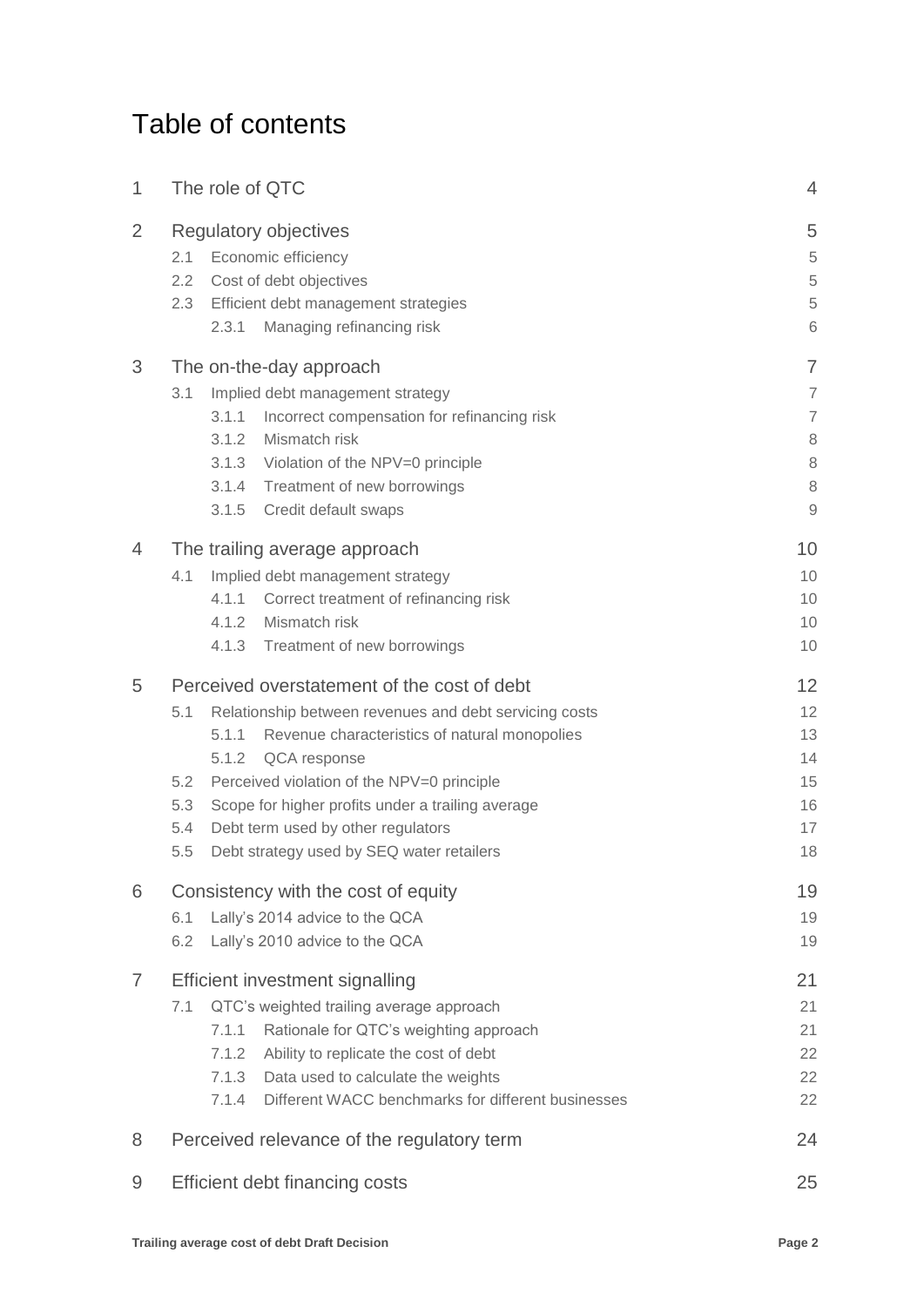# Table of contents

| | | |
|---|---|---|
| 1 | The role of QTC | 4 |
| 2 | Regulatory objectives | 5 |
| | 2.1 Economic efficiency | 5 |
| | 2.2 Cost of debt objectives | 5 |
| | 2.3 Efficient debt management strategies | 5 |
| | 2.3.1 Managing refinancing risk | 6 |
| 3 | The on-the-day approach | 7 |
| | 3.1 Implied debt management strategy | 7 |
| | 3.1.1 Incorrect compensation for refinancing risk | 7 |
| | 3.1.2 Mismatch risk | 8 |
| | 3.1.3 Violation of the NPV=0 principle | 8 |
| | 3.1.4 Treatment of new borrowings | 8 |
| | 3.1.5 Credit default swaps | 9 |
| 4 | The trailing average approach | 10 |
| | 4.1 Implied debt management strategy | 10 |
| | 4.1.1 Correct treatment of refinancing risk | 10 |
| | 4.1.2 Mismatch risk | 10 |
| | 4.1.3 Treatment of new borrowings | 10 |
| 5 | Perceived overstatement of the cost of debt | 12 |
| | 5.1 Relationship between revenues and debt servicing costs | 12 |
| | 5.1.1 Revenue characteristics of natural monopolies | 13 |
| | 5.1.2 QCA response | 14 |
| | 5.2 Perceived violation of the NPV=0 principle | 15 |
| | 5.3 Scope for higher profits under a trailing average | 16 |
| | 5.4 Debt term used by other regulators | 17 |
| | 5.5 Debt strategy used by SEQ water retailers | 18 |
| 6 | Consistency with the cost of equity | 19 |
| | 6.1 Lally's 2014 advice to the QCA | 19 |
| | 6.2 Lally's 2010 advice to the QCA | 19 |
| 7 | Efficient investment signalling | 21 |
| | 7.1 QTC's weighted trailing average approach | 21 |
| | 7.1.1 Rationale for QTC's weighting approach | 21 |
| | 7.1.2 Ability to replicate the cost of debt | 22 |
| | 7.1.3 Data used to calculate the weights | 22 |
| | 7.1.4 Different WACC benchmarks for different businesses | 22 |
| 8 | Perceived relevance of the regulatory term | 24 |
| 9 | Efficient debt financing costs | 25 |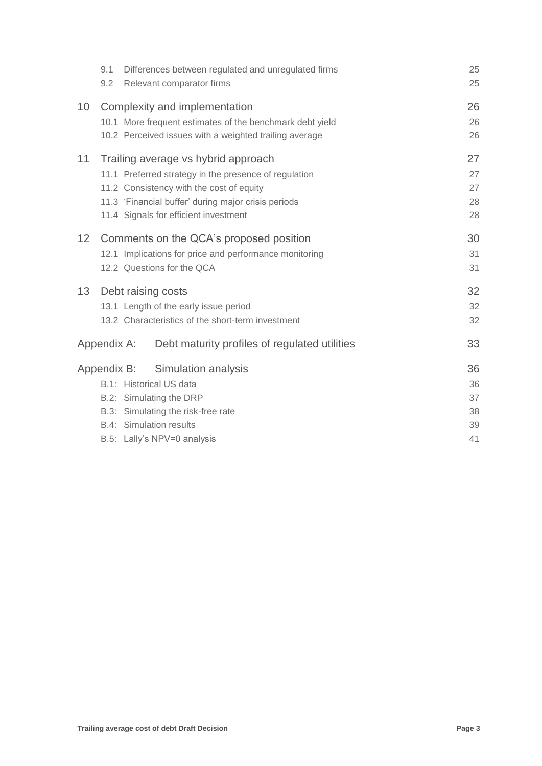9.1 Differences between regulated and unregulated firms 25
9.2 Relevant comparator firms 25

10 Complexity and implementation 26
10.1 More frequent estimates of the benchmark debt yield 26
10.2 Perceived issues with a weighted trailing average 26

11 Trailing average vs hybrid approach 27
11.1 Preferred strategy in the presence of regulation 27
11.2 Consistency with the cost of equity 27
11.3 'Financial buffer' during major crisis periods 28
11.4 Signals for efficient investment 28

12 Comments on the QCA's proposed position 30
12.1 Implications for price and performance monitoring 31
12.2 Questions for the QCA 31

13 Debt raising costs 32
13.1 Length of the early issue period 32
13.2 Characteristics of the short-term investment 32

Appendix A: Debt maturity profiles of regulated utilities 33

Appendix B: Simulation analysis 36
B.1: Historical US data 36
B.2: Simulating the DRP 37
B.3: Simulating the risk-free rate 38
B.4: Simulation results 39
B.5: Lally's NPV=0 analysis 41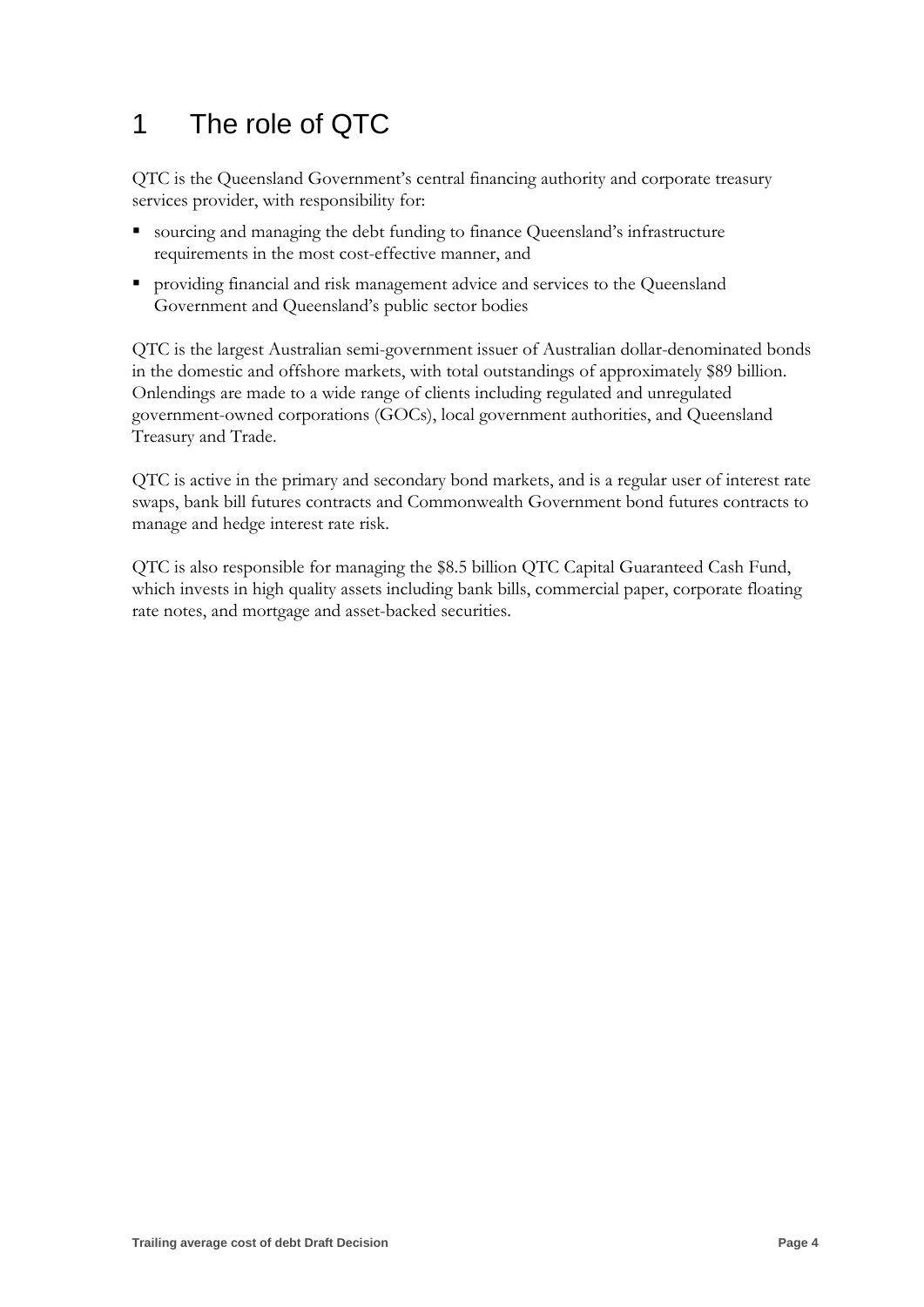# 1 The role of QTC

QTC is the Queensland Government's central financing authority and corporate treasury services provider, with responsibility for:

- sourcing and managing the debt funding to finance Queensland's infrastructure requirements in the most cost-effective manner, and
- providing financial and risk management advice and services to the Queensland Government and Queensland's public sector bodies

QTC is the largest Australian semi-government issuer of Australian dollar-denominated bonds in the domestic and offshore markets, with total outstandings of approximately $89 billion. Onlendings are made to a wide range of clients including regulated and unregulated government-owned corporations (GOCs), local government authorities, and Queensland Treasury and Trade.

QTC is active in the primary and secondary bond markets, and is a regular user of interest rate swaps, bank bill futures contracts and Commonwealth Government bond futures contracts to manage and hedge interest rate risk.

QTC is also responsible for managing the $8.5 billion QTC Capital Guaranteed Cash Fund, which invests in high quality assets including bank bills, commercial paper, corporate floating rate notes, and mortgage and asset-backed securities.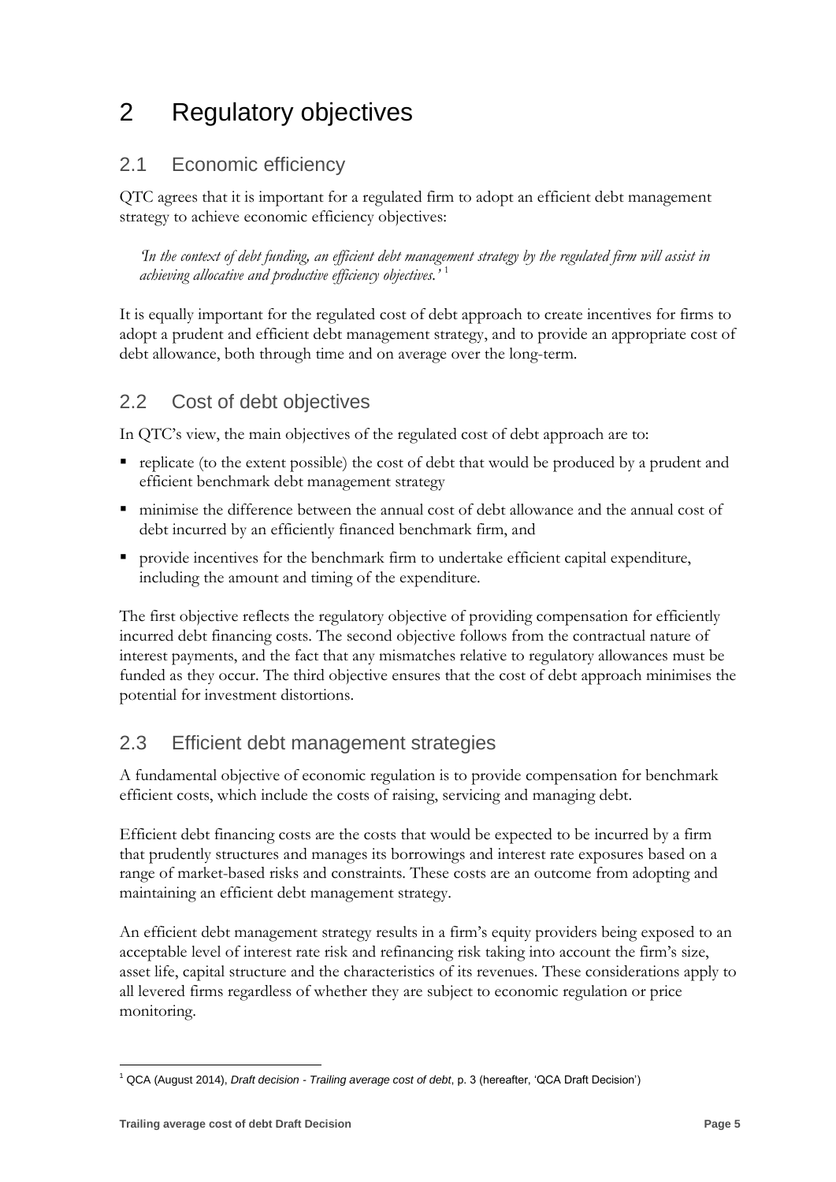# 2 Regulatory objectives

## 2.1 Economic efficiency

QTC agrees that it is important for a regulated firm to adopt an efficient debt management strategy to achieve economic efficiency objectives:

> *'In the context of debt funding, an efficient debt management strategy by the regulated firm will assist in achieving allocative and productive efficiency objectives.'* [1]

It is equally important for the regulated cost of debt approach to create incentives for firms to adopt a prudent and efficient debt management strategy, and to provide an appropriate cost of debt allowance, both through time and on average over the long-term.

## 2.2 Cost of debt objectives

In QTC's view, the main objectives of the regulated cost of debt approach are to:

- replicate (to the extent possible) the cost of debt that would be produced by a prudent and efficient benchmark debt management strategy
- minimise the difference between the annual cost of debt allowance and the annual cost of debt incurred by an efficiently financed benchmark firm, and
- provide incentives for the benchmark firm to undertake efficient capital expenditure, including the amount and timing of the expenditure.

The first objective reflects the regulatory objective of providing compensation for efficiently incurred debt financing costs. The second objective follows from the contractual nature of interest payments, and the fact that any mismatches relative to regulatory allowances must be funded as they occur. The third objective ensures that the cost of debt approach minimises the potential for investment distortions.

## 2.3 Efficient debt management strategies

A fundamental objective of economic regulation is to provide compensation for benchmark efficient costs, which include the costs of raising, servicing and managing debt.

Efficient debt financing costs are the costs that would be expected to be incurred by a firm that prudently structures and manages its borrowings and interest rate exposures based on a range of market-based risks and constraints. These costs are an outcome from adopting and maintaining an efficient debt management strategy.

An efficient debt management strategy results in a firm's equity providers being exposed to an acceptable level of interest rate risk and refinancing risk taking into account the firm's size, asset life, capital structure and the characteristics of its revenues. These considerations apply to all levered firms regardless of whether they are subject to economic regulation or price monitoring.

---

[1] QCA (August 2014), *Draft decision - Trailing average cost of debt*, p. 3 (hereafter, 'QCA Draft Decision')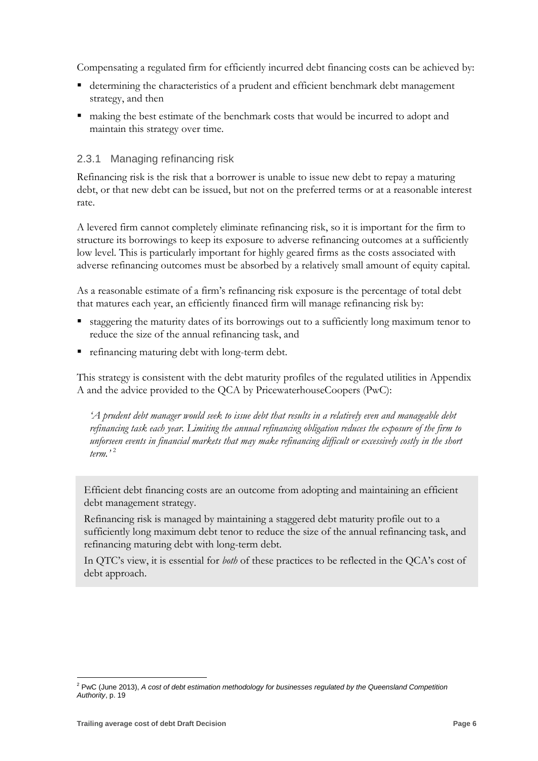Compensating a regulated firm for efficiently incurred debt financing costs can be achieved by:

- determining the characteristics of a prudent and efficient benchmark debt management strategy, and then
- making the best estimate of the benchmark costs that would be incurred to adopt and maintain this strategy over time.

### 2.3.1 Managing refinancing risk

Refinancing risk is the risk that a borrower is unable to issue new debt to repay a maturing debt, or that new debt can be issued, but not on the preferred terms or at a reasonable interest rate.

A levered firm cannot completely eliminate refinancing risk, so it is important for the firm to structure its borrowings to keep its exposure to adverse refinancing outcomes at a sufficiently low level. This is particularly important for highly geared firms as the costs associated with adverse refinancing outcomes must be absorbed by a relatively small amount of equity capital.

As a reasonable estimate of a firm's refinancing risk exposure is the percentage of total debt that matures each year, an efficiently financed firm will manage refinancing risk by:

- staggering the maturity dates of its borrowings out to a sufficiently long maximum tenor to reduce the size of the annual refinancing task, and
- refinancing maturing debt with long-term debt.

This strategy is consistent with the debt maturity profiles of the regulated utilities in Appendix A and the advice provided to the QCA by PricewaterhouseCoopers (PwC):

> *'A prudent debt manager would seek to issue debt that results in a relatively even and manageable debt refinancing task each year. Limiting the annual refinancing obligation reduces the exposure of the firm to unforseen events in financial markets that may make refinancing difficult or excessively costly in the short term.'* [2]

> Efficient debt financing costs are an outcome from adopting and maintaining an efficient debt management strategy.
>
> Refinancing risk is managed by maintaining a staggered debt maturity profile out to a sufficiently long maximum debt tenor to reduce the size of the annual refinancing task, and refinancing maturing debt with long-term debt.
>
> In QTC's view, it is essential for *both* of these practices to be reflected in the QCA's cost of debt approach.

---

[2] PwC (June 2013), *A cost of debt estimation methodology for businesses regulated by the Queensland Competition Authority*, p. 19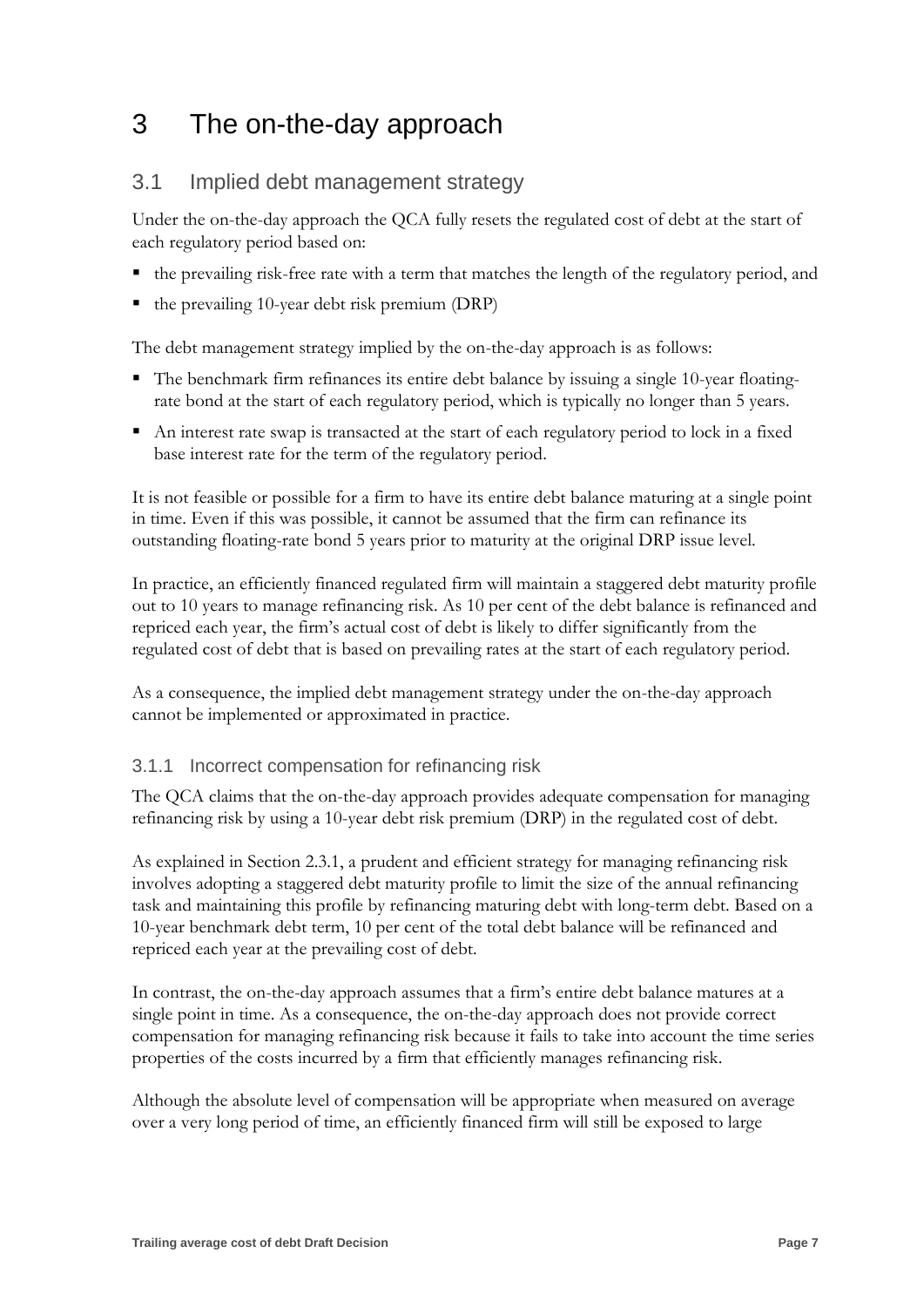# 3 The on-the-day approach

## 3.1 Implied debt management strategy

Under the on-the-day approach the QCA fully resets the regulated cost of debt at the start of each regulatory period based on:

- the prevailing risk-free rate with a term that matches the length of the regulatory period, and
- the prevailing 10-year debt risk premium (DRP)

The debt management strategy implied by the on-the-day approach is as follows:

- The benchmark firm refinances its entire debt balance by issuing a single 10-year floating-rate bond at the start of each regulatory period, which is typically no longer than 5 years.
- An interest rate swap is transacted at the start of each regulatory period to lock in a fixed base interest rate for the term of the regulatory period.

It is not feasible or possible for a firm to have its entire debt balance maturing at a single point in time. Even if this was possible, it cannot be assumed that the firm can refinance its outstanding floating-rate bond 5 years prior to maturity at the original DRP issue level.

In practice, an efficiently financed regulated firm will maintain a staggered debt maturity profile out to 10 years to manage refinancing risk. As 10 per cent of the debt balance is refinanced and repriced each year, the firm's actual cost of debt is likely to differ significantly from the regulated cost of debt that is based on prevailing rates at the start of each regulatory period.

As a consequence, the implied debt management strategy under the on-the-day approach cannot be implemented or approximated in practice.

### 3.1.1 Incorrect compensation for refinancing risk

The QCA claims that the on-the-day approach provides adequate compensation for managing refinancing risk by using a 10-year debt risk premium (DRP) in the regulated cost of debt.

As explained in Section 2.3.1, a prudent and efficient strategy for managing refinancing risk involves adopting a staggered debt maturity profile to limit the size of the annual refinancing task and maintaining this profile by refinancing maturing debt with long-term debt. Based on a 10-year benchmark debt term, 10 per cent of the total debt balance will be refinanced and repriced each year at the prevailing cost of debt.

In contrast, the on-the-day approach assumes that a firm's entire debt balance matures at a single point in time. As a consequence, the on-the-day approach does not provide correct compensation for managing refinancing risk because it fails to take into account the time series properties of the costs incurred by a firm that efficiently manages refinancing risk.

Although the absolute level of compensation will be appropriate when measured on average over a very long period of time, an efficiently financed firm will still be exposed to large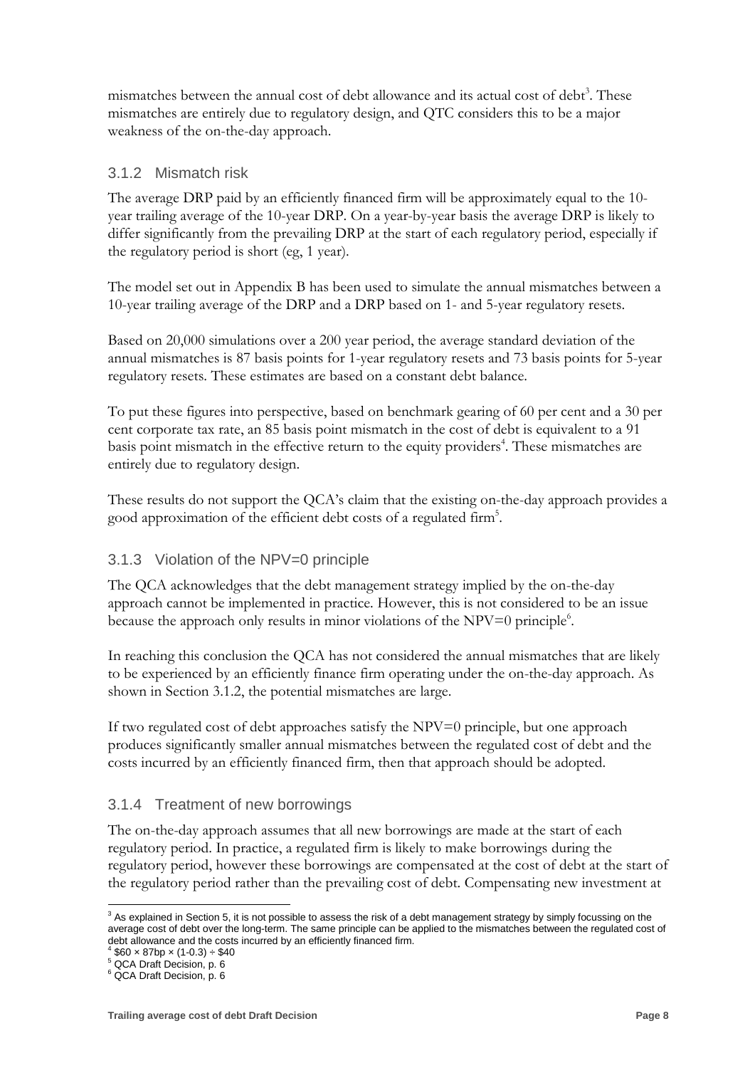mismatches between the annual cost of debt allowance and its actual cost of debt[3]. These mismatches are entirely due to regulatory design, and QTC considers this to be a major weakness of the on-the-day approach.

### 3.1.2 Mismatch risk

The average DRP paid by an efficiently financed firm will be approximately equal to the 10-year trailing average of the 10-year DRP. On a year-by-year basis the average DRP is likely to differ significantly from the prevailing DRP at the start of each regulatory period, especially if the regulatory period is short (eg, 1 year).

The model set out in Appendix B has been used to simulate the annual mismatches between a 10-year trailing average of the DRP and a DRP based on 1- and 5-year regulatory resets.

Based on 20,000 simulations over a 200 year period, the average standard deviation of the annual mismatches is 87 basis points for 1-year regulatory resets and 73 basis points for 5-year regulatory resets. These estimates are based on a constant debt balance.

To put these figures into perspective, based on benchmark gearing of 60 per cent and a 30 per cent corporate tax rate, an 85 basis point mismatch in the cost of debt is equivalent to a 91 basis point mismatch in the effective return to the equity providers[4]. These mismatches are entirely due to regulatory design.

These results do not support the QCA's claim that the existing on-the-day approach provides a good approximation of the efficient debt costs of a regulated firm[5].

### 3.1.3 Violation of the NPV=0 principle

The QCA acknowledges that the debt management strategy implied by the on-the-day approach cannot be implemented in practice. However, this is not considered to be an issue because the approach only results in minor violations of the NPV=0 principle[6].

In reaching this conclusion the QCA has not considered the annual mismatches that are likely to be experienced by an efficiently finance firm operating under the on-the-day approach. As shown in Section 3.1.2, the potential mismatches are large.

If two regulated cost of debt approaches satisfy the NPV=0 principle, but one approach produces significantly smaller annual mismatches between the regulated cost of debt and the costs incurred by an efficiently financed firm, then that approach should be adopted.

### 3.1.4 Treatment of new borrowings

The on-the-day approach assumes that all new borrowings are made at the start of each regulatory period. In practice, a regulated firm is likely to make borrowings during the regulatory period, however these borrowings are compensated at the cost of debt at the start of the regulatory period rather than the prevailing cost of debt. Compensating new investment at

---

[3] As explained in Section 5, it is not possible to assess the risk of a debt management strategy by simply focussing on the average cost of debt over the long-term. The same principle can be applied to the mismatches between the regulated cost of debt allowance and the costs incurred by an efficiently financed firm.

[4] $\$60 \times 87\text{bp} \times (1-0.3) \div \$40$

[5] QCA Draft Decision, p. 6

[6] QCA Draft Decision, p. 6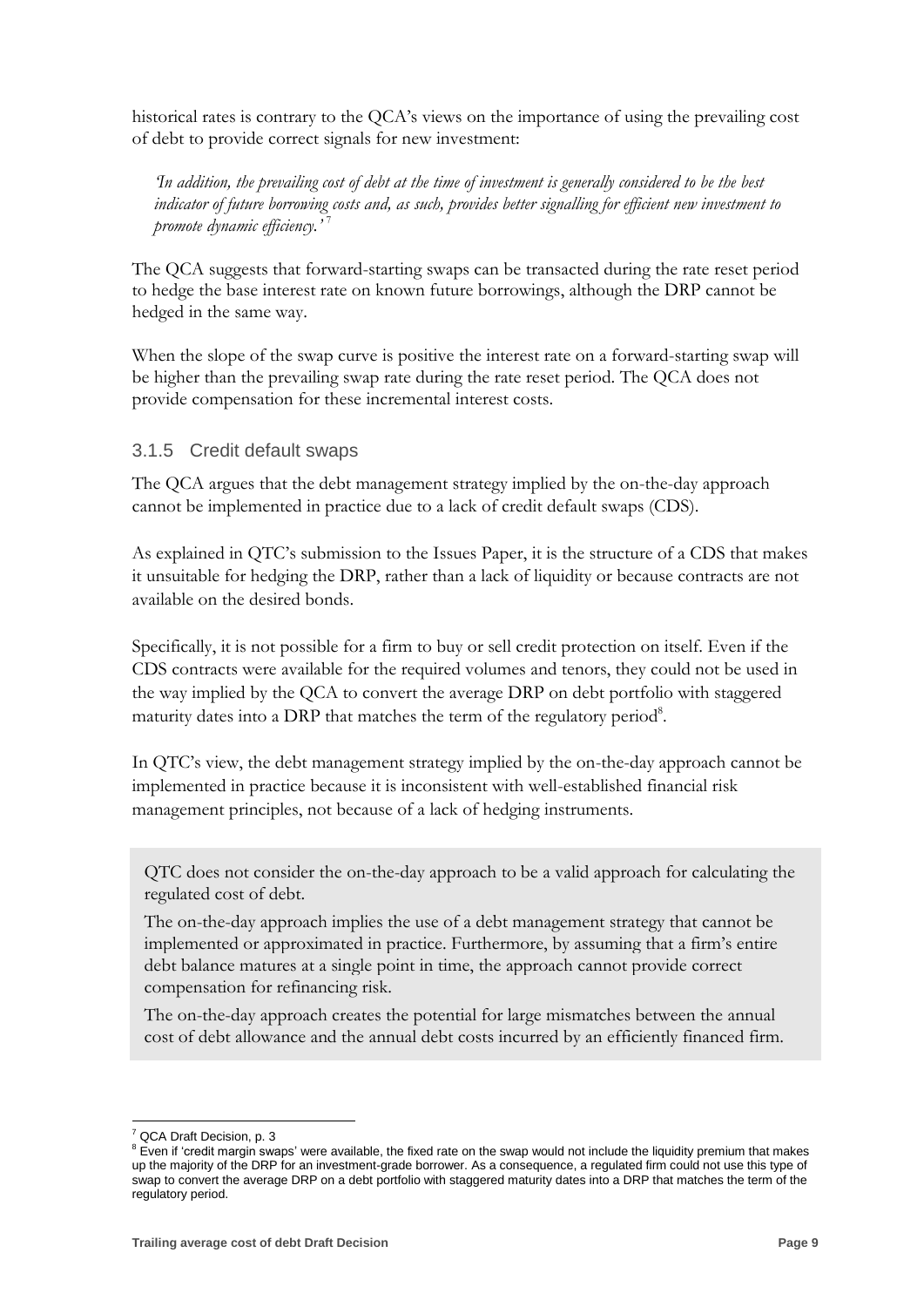historical rates is contrary to the QCA's views on the importance of using the prevailing cost of debt to provide correct signals for new investment:

> *'In addition, the prevailing cost of debt at the time of investment is generally considered to be the best indicator of future borrowing costs and, as such, provides better signalling for efficient new investment to promote dynamic efficiency.'* [7]

The QCA suggests that forward-starting swaps can be transacted during the rate reset period to hedge the base interest rate on known future borrowings, although the DRP cannot be hedged in the same way.

When the slope of the swap curve is positive the interest rate on a forward-starting swap will be higher than the prevailing swap rate during the rate reset period. The QCA does not provide compensation for these incremental interest costs.

### 3.1.5 Credit default swaps

The QCA argues that the debt management strategy implied by the on-the-day approach cannot be implemented in practice due to a lack of credit default swaps (CDS).

As explained in QTC's submission to the Issues Paper, it is the structure of a CDS that makes it unsuitable for hedging the DRP, rather than a lack of liquidity or because contracts are not available on the desired bonds.

Specifically, it is not possible for a firm to buy or sell credit protection on itself. Even if the CDS contracts were available for the required volumes and tenors, they could not be used in the way implied by the QCA to convert the average DRP on debt portfolio with staggered maturity dates into a DRP that matches the term of the regulatory period[8].

In QTC's view, the debt management strategy implied by the on-the-day approach cannot be implemented in practice because it is inconsistent with well-established financial risk management principles, not because of a lack of hedging instruments.

> QTC does not consider the on-the-day approach to be a valid approach for calculating the regulated cost of debt.
>
> The on-the-day approach implies the use of a debt management strategy that cannot be implemented or approximated in practice. Furthermore, by assuming that a firm's entire debt balance matures at a single point in time, the approach cannot provide correct compensation for refinancing risk.
>
> The on-the-day approach creates the potential for large mismatches between the annual cost of debt allowance and the annual debt costs incurred by an efficiently financed firm.

---

[7] QCA Draft Decision, p. 3

[8] Even if 'credit margin swaps' were available, the fixed rate on the swap would not include the liquidity premium that makes up the majority of the DRP for an investment-grade borrower. As a consequence, a regulated firm could not use this type of swap to convert the average DRP on a debt portfolio with staggered maturity dates into a DRP that matches the term of the regulatory period.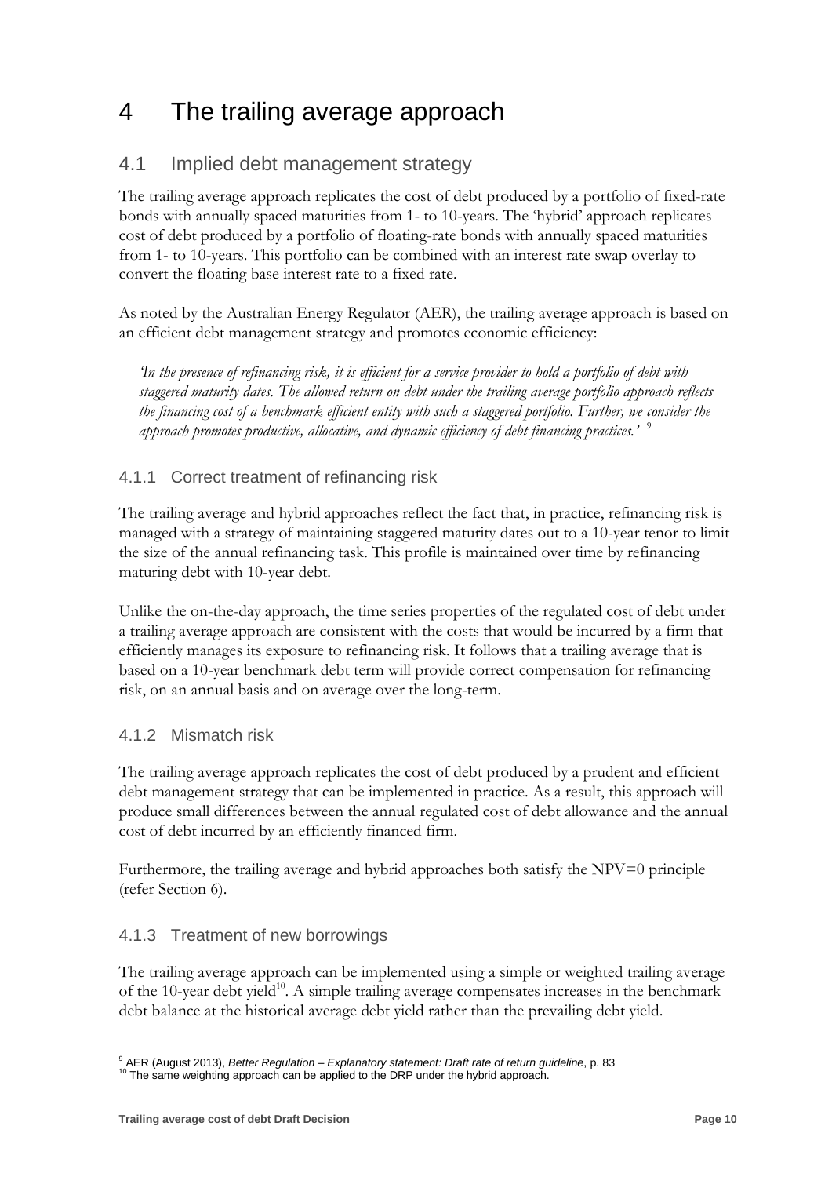# 4 The trailing average approach

## 4.1 Implied debt management strategy

The trailing average approach replicates the cost of debt produced by a portfolio of fixed-rate bonds with annually spaced maturities from 1- to 10-years. The 'hybrid' approach replicates cost of debt produced by a portfolio of floating-rate bonds with annually spaced maturities from 1- to 10-years. This portfolio can be combined with an interest rate swap overlay to convert the floating base interest rate to a fixed rate.

As noted by the Australian Energy Regulator (AER), the trailing average approach is based on an efficient debt management strategy and promotes economic efficiency:

> *'In the presence of refinancing risk, it is efficient for a service provider to hold a portfolio of debt with staggered maturity dates. The allowed return on debt under the trailing average portfolio approach reflects the financing cost of a benchmark efficient entity with such a staggered portfolio. Further, we consider the approach promotes productive, allocative, and dynamic efficiency of debt financing practices.'* [9]

### 4.1.1 Correct treatment of refinancing risk

The trailing average and hybrid approaches reflect the fact that, in practice, refinancing risk is managed with a strategy of maintaining staggered maturity dates out to a 10-year tenor to limit the size of the annual refinancing task. This profile is maintained over time by refinancing maturing debt with 10-year debt.

Unlike the on-the-day approach, the time series properties of the regulated cost of debt under a trailing average approach are consistent with the costs that would be incurred by a firm that efficiently manages its exposure to refinancing risk. It follows that a trailing average that is based on a 10-year benchmark debt term will provide correct compensation for refinancing risk, on an annual basis and on average over the long-term.

### 4.1.2 Mismatch risk

The trailing average approach replicates the cost of debt produced by a prudent and efficient debt management strategy that can be implemented in practice. As a result, this approach will produce small differences between the annual regulated cost of debt allowance and the annual cost of debt incurred by an efficiently financed firm.

Furthermore, the trailing average and hybrid approaches both satisfy the NPV=0 principle (refer Section 6).

### 4.1.3 Treatment of new borrowings

The trailing average approach can be implemented using a simple or weighted trailing average of the 10-year debt yield[10]. A simple trailing average compensates increases in the benchmark debt balance at the historical average debt yield rather than the prevailing debt yield.

---

[9] AER (August 2013), *Better Regulation – Explanatory statement: Draft rate of return guideline*, p. 83

[10] The same weighting approach can be applied to the DRP under the hybrid approach.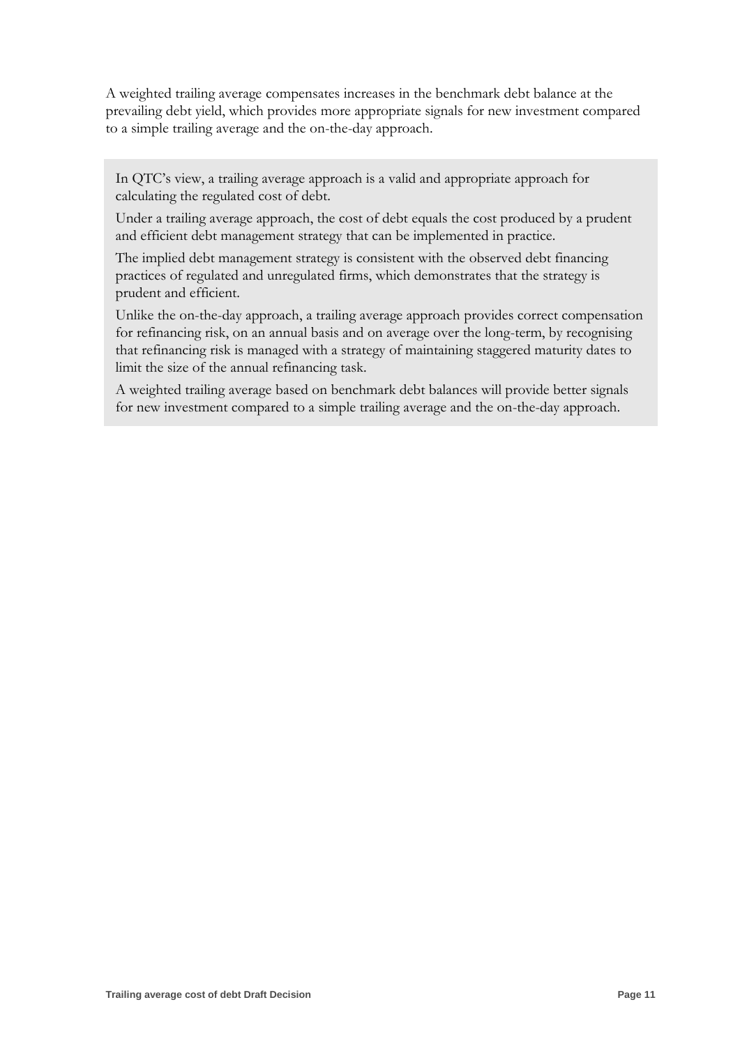A weighted trailing average compensates increases in the benchmark debt balance at the prevailing debt yield, which provides more appropriate signals for new investment compared to a simple trailing average and the on-the-day approach.

> In QTC's view, a trailing average approach is a valid and appropriate approach for calculating the regulated cost of debt.
>
> Under a trailing average approach, the cost of debt equals the cost produced by a prudent and efficient debt management strategy that can be implemented in practice.
>
> The implied debt management strategy is consistent with the observed debt financing practices of regulated and unregulated firms, which demonstrates that the strategy is prudent and efficient.
>
> Unlike the on-the-day approach, a trailing average approach provides correct compensation for refinancing risk, on an annual basis and on average over the long-term, by recognising that refinancing risk is managed with a strategy of maintaining staggered maturity dates to limit the size of the annual refinancing task.
>
> A weighted trailing average based on benchmark debt balances will provide better signals for new investment compared to a simple trailing average and the on-the-day approach.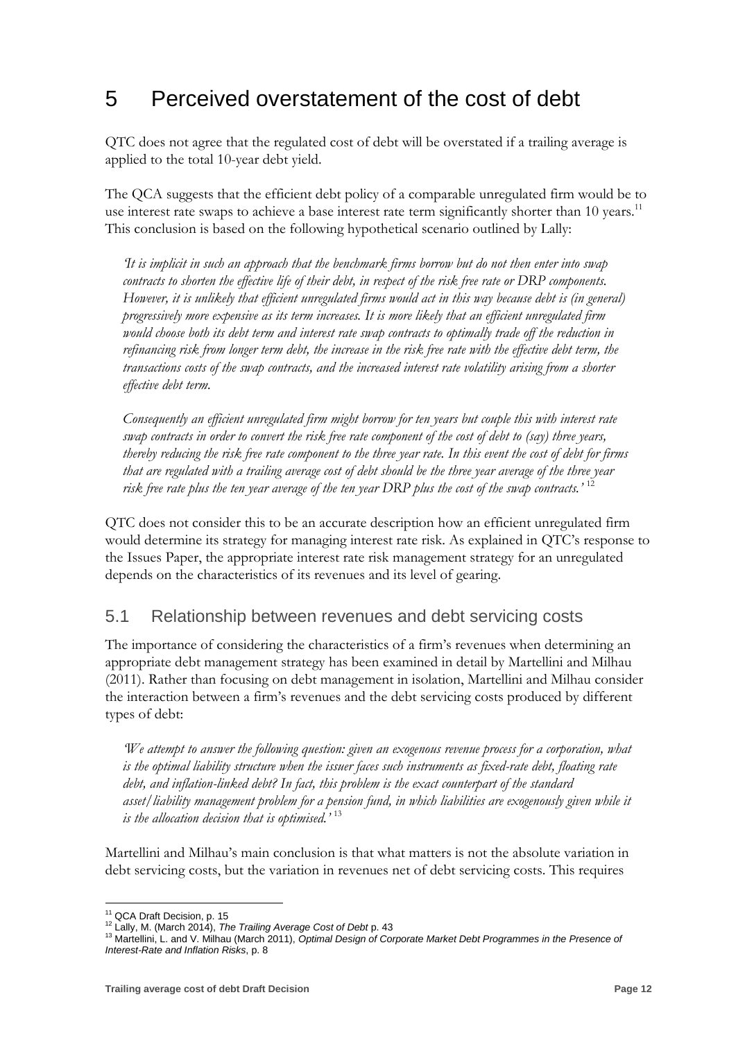# 5 Perceived overstatement of the cost of debt

QTC does not agree that the regulated cost of debt will be overstated if a trailing average is applied to the total 10-year debt yield.

The QCA suggests that the efficient debt policy of a comparable unregulated firm would be to use interest rate swaps to achieve a base interest rate term significantly shorter than 10 years.[11] This conclusion is based on the following hypothetical scenario outlined by Lally:

> *'It is implicit in such an approach that the benchmark firms borrow but do not then enter into swap contracts to shorten the effective life of their debt, in respect of the risk free rate or DRP components. However, it is unlikely that efficient unregulated firms would act in this way because debt is (in general) progressively more expensive as its term increases. It is more likely that an efficient unregulated firm would choose both its debt term and interest rate swap contracts to optimally trade off the reduction in refinancing risk from longer term debt, the increase in the risk free rate with the effective debt term, the transactions costs of the swap contracts, and the increased interest rate volatility arising from a shorter effective debt term.*
>
> *Consequently an efficient unregulated firm might borrow for ten years but couple this with interest rate swap contracts in order to convert the risk free rate component of the cost of debt to (say) three years, thereby reducing the risk free rate component to the three year rate. In this event the cost of debt for firms that are regulated with a trailing average cost of debt should be the three year average of the three year risk free rate plus the ten year average of the ten year DRP plus the cost of the swap contracts.'* [12]

QTC does not consider this to be an accurate description how an efficient unregulated firm would determine its strategy for managing interest rate risk. As explained in QTC's response to the Issues Paper, the appropriate interest rate risk management strategy for an unregulated depends on the characteristics of its revenues and its level of gearing.

## 5.1 Relationship between revenues and debt servicing costs

The importance of considering the characteristics of a firm's revenues when determining an appropriate debt management strategy has been examined in detail by Martellini and Milhau (2011). Rather than focusing on debt management in isolation, Martellini and Milhau consider the interaction between a firm's revenues and the debt servicing costs produced by different types of debt:

> *'We attempt to answer the following question: given an exogenous revenue process for a corporation, what is the optimal liability structure when the issuer faces such instruments as fixed-rate debt, floating rate debt, and inflation-linked debt? In fact, this problem is the exact counterpart of the standard asset/liability management problem for a pension fund, in which liabilities are exogenously given while it is the allocation decision that is optimised.'* [13]

Martellini and Milhau's main conclusion is that what matters is not the absolute variation in debt servicing costs, but the variation in revenues net of debt servicing costs. This requires

---

[11] QCA Draft Decision, p. 15

[12] Lally, M. (March 2014), *The Trailing Average Cost of Debt* p. 43

[13] Martellini, L. and V. Milhau (March 2011), *Optimal Design of Corporate Market Debt Programmes in the Presence of Interest-Rate and Inflation Risks*, p. 8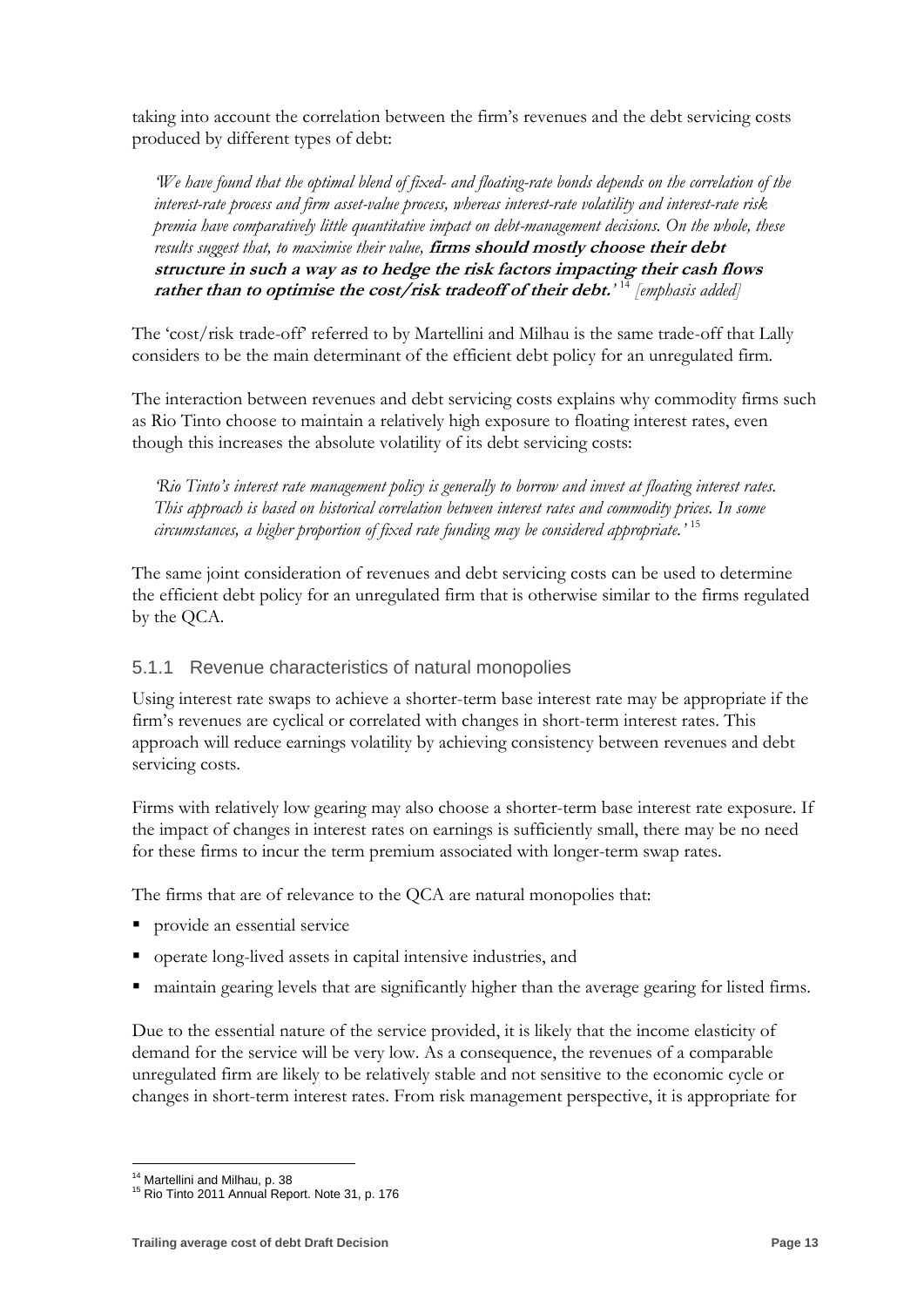taking into account the correlation between the firm's revenues and the debt servicing costs produced by different types of debt:

> *'We have found that the optimal blend of fixed- and floating-rate bonds depends on the correlation of the interest-rate process and firm asset-value process, whereas interest-rate volatility and interest-rate risk premia have comparatively little quantitative impact on debt-management decisions. On the whole, these results suggest that, to maximise their value,* ***firms should mostly choose their debt structure in such a way as to hedge the risk factors impacting their cash flows rather than to optimise the cost/risk tradeoff of their debt.****'* [14] *[emphasis added]*

The 'cost/risk trade-off' referred to by Martellini and Milhau is the same trade-off that Lally considers to be the main determinant of the efficient debt policy for an unregulated firm.

The interaction between revenues and debt servicing costs explains why commodity firms such as Rio Tinto choose to maintain a relatively high exposure to floating interest rates, even though this increases the absolute volatility of its debt servicing costs:

> *'Rio Tinto's interest rate management policy is generally to borrow and invest at floating interest rates. This approach is based on historical correlation between interest rates and commodity prices. In some circumstances, a higher proportion of fixed rate funding may be considered appropriate.'* [15]

The same joint consideration of revenues and debt servicing costs can be used to determine the efficient debt policy for an unregulated firm that is otherwise similar to the firms regulated by the QCA.

### 5.1.1 Revenue characteristics of natural monopolies

Using interest rate swaps to achieve a shorter-term base interest rate may be appropriate if the firm's revenues are cyclical or correlated with changes in short-term interest rates. This approach will reduce earnings volatility by achieving consistency between revenues and debt servicing costs.

Firms with relatively low gearing may also choose a shorter-term base interest rate exposure. If the impact of changes in interest rates on earnings is sufficiently small, there may be no need for these firms to incur the term premium associated with longer-term swap rates.

The firms that are of relevance to the QCA are natural monopolies that:

- provide an essential service
- operate long-lived assets in capital intensive industries, and
- maintain gearing levels that are significantly higher than the average gearing for listed firms.

Due to the essential nature of the service provided, it is likely that the income elasticity of demand for the service will be very low. As a consequence, the revenues of a comparable unregulated firm are likely to be relatively stable and not sensitive to the economic cycle or changes in short-term interest rates. From risk management perspective, it is appropriate for

---

[14] Martellini and Milhau, p. 38

[15] Rio Tinto 2011 Annual Report. Note 31, p. 176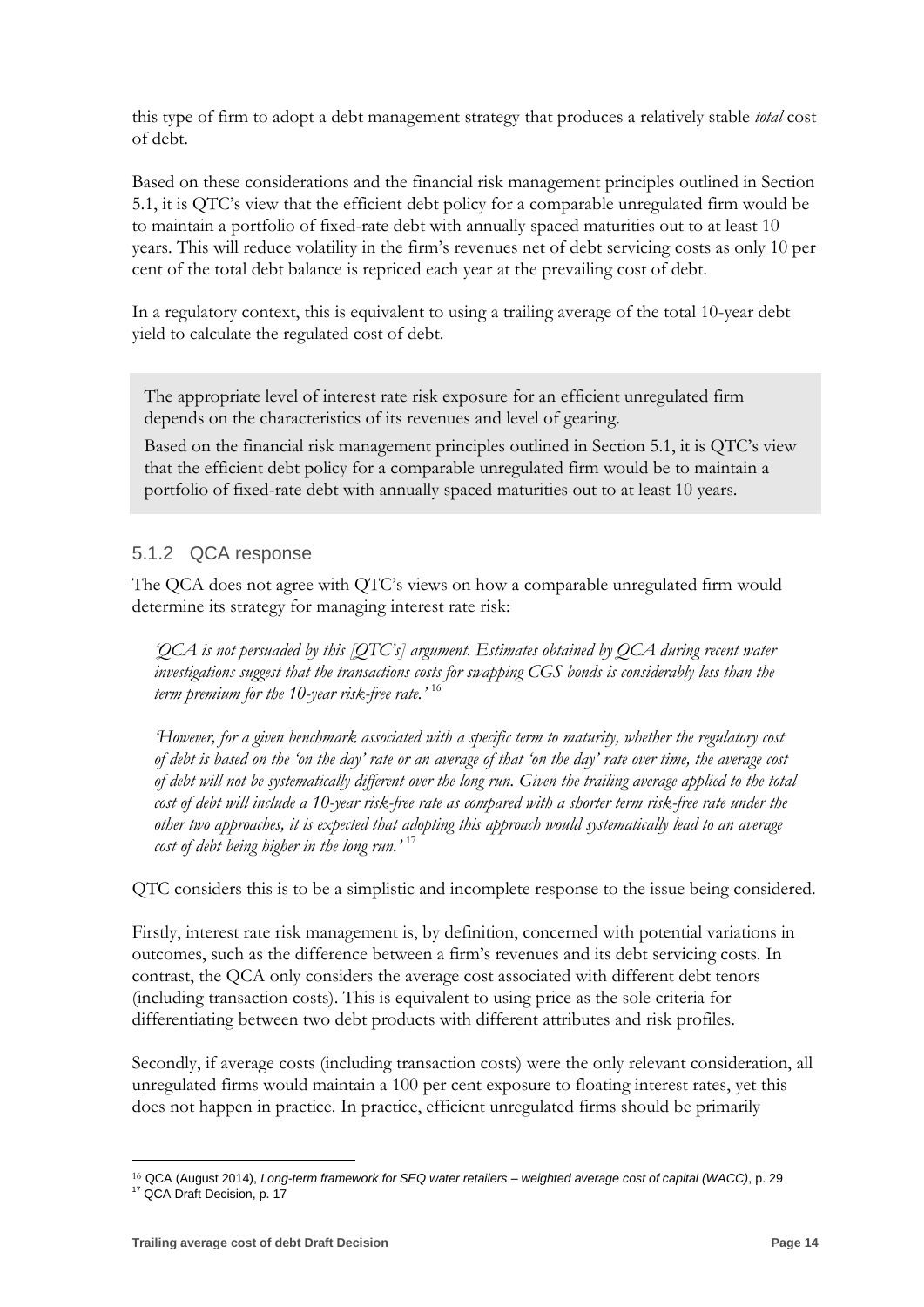this type of firm to adopt a debt management strategy that produces a relatively stable *total* cost of debt.

Based on these considerations and the financial risk management principles outlined in Section 5.1, it is QTC's view that the efficient debt policy for a comparable unregulated firm would be to maintain a portfolio of fixed-rate debt with annually spaced maturities out to at least 10 years. This will reduce volatility in the firm's revenues net of debt servicing costs as only 10 per cent of the total debt balance is repriced each year at the prevailing cost of debt.

In a regulatory context, this is equivalent to using a trailing average of the total 10-year debt yield to calculate the regulated cost of debt.

> The appropriate level of interest rate risk exposure for an efficient unregulated firm depends on the characteristics of its revenues and level of gearing.
>
> Based on the financial risk management principles outlined in Section 5.1, it is QTC's view that the efficient debt policy for a comparable unregulated firm would be to maintain a portfolio of fixed-rate debt with annually spaced maturities out to at least 10 years.

### 5.1.2 QCA response

The QCA does not agree with QTC's views on how a comparable unregulated firm would determine its strategy for managing interest rate risk:

> *'QCA is not persuaded by this [QTC's] argument. Estimates obtained by QCA during recent water investigations suggest that the transactions costs for swapping CGS bonds is considerably less than the term premium for the 10-year risk-free rate.'* [16]

> *'However, for a given benchmark associated with a specific term to maturity, whether the regulatory cost of debt is based on the 'on the day' rate or an average of that 'on the day' rate over time, the average cost of debt will not be systematically different over the long run. Given the trailing average applied to the total cost of debt will include a 10-year risk-free rate as compared with a shorter term risk-free rate under the other two approaches, it is expected that adopting this approach would systematically lead to an average cost of debt being higher in the long run.'* [17]

QTC considers this is to be a simplistic and incomplete response to the issue being considered.

Firstly, interest rate risk management is, by definition, concerned with potential variations in outcomes, such as the difference between a firm's revenues and its debt servicing costs. In contrast, the QCA only considers the average cost associated with different debt tenors (including transaction costs). This is equivalent to using price as the sole criteria for differentiating between two debt products with different attributes and risk profiles.

Secondly, if average costs (including transaction costs) were the only relevant consideration, all unregulated firms would maintain a 100 per cent exposure to floating interest rates, yet this does not happen in practice. In practice, efficient unregulated firms should be primarily

---

[16] QCA (August 2014), *Long-term framework for SEQ water retailers – weighted average cost of capital (WACC)*, p. 29

[17] QCA Draft Decision, p. 17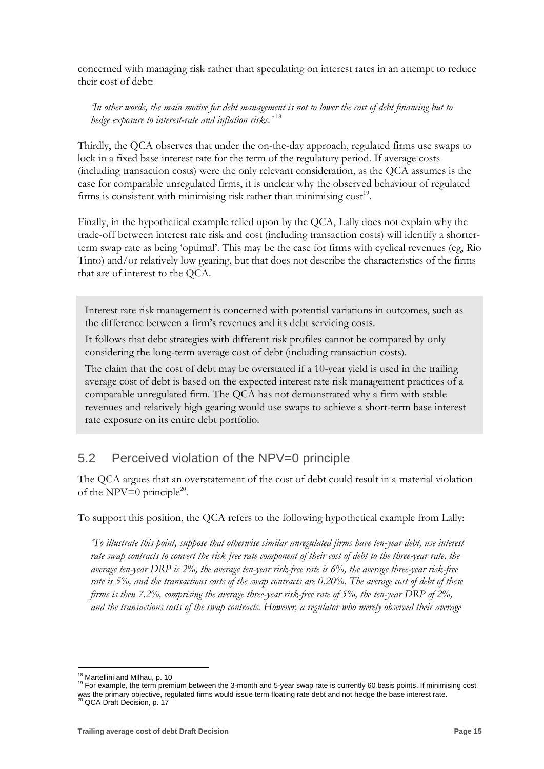concerned with managing risk rather than speculating on interest rates in an attempt to reduce their cost of debt:

> *'In other words, the main motive for debt management is not to lower the cost of debt financing but to hedge exposure to interest-rate and inflation risks.'* [18]

Thirdly, the QCA observes that under the on-the-day approach, regulated firms use swaps to lock in a fixed base interest rate for the term of the regulatory period. If average costs (including transaction costs) were the only relevant consideration, as the QCA assumes is the case for comparable unregulated firms, it is unclear why the observed behaviour of regulated firms is consistent with minimising risk rather than minimising cost[19].

Finally, in the hypothetical example relied upon by the QCA, Lally does not explain why the trade-off between interest rate risk and cost (including transaction costs) will identify a shorter-term swap rate as being 'optimal'. This may be the case for firms with cyclical revenues (eg, Rio Tinto) and/or relatively low gearing, but that does not describe the characteristics of the firms that are of interest to the QCA.

> Interest rate risk management is concerned with potential variations in outcomes, such as the difference between a firm's revenues and its debt servicing costs.
>
> It follows that debt strategies with different risk profiles cannot be compared by only considering the long-term average cost of debt (including transaction costs).
>
> The claim that the cost of debt may be overstated if a 10-year yield is used in the trailing average cost of debt is based on the expected interest rate risk management practices of a comparable unregulated firm. The QCA has not demonstrated why a firm with stable revenues and relatively high gearing would use swaps to achieve a short-term base interest rate exposure on its entire debt portfolio.

## 5.2 Perceived violation of the NPV=0 principle

The QCA argues that an overstatement of the cost of debt could result in a material violation of the NPV=0 principle[20].

To support this position, the QCA refers to the following hypothetical example from Lally:

> *'To illustrate this point, suppose that otherwise similar unregulated firms have ten-year debt, use interest rate swap contracts to convert the risk free rate component of their cost of debt to the three-year rate, the average ten-year DRP is 2%, the average ten-year risk-free rate is 6%, the average three-year risk-free rate is 5%, and the transactions costs of the swap contracts are 0.20%. The average cost of debt of these firms is then 7.2%, comprising the average three-year risk-free rate of 5%, the ten-year DRP of 2%, and the transactions costs of the swap contracts. However, a regulator who merely observed their average*

---

[18] Martellini and Milhau, p. 10

[19] For example, the term premium between the 3-month and 5-year swap rate is currently 60 basis points. If minimising cost was the primary objective, regulated firms would issue term floating rate debt and not hedge the base interest rate.

[20] QCA Draft Decision, p. 17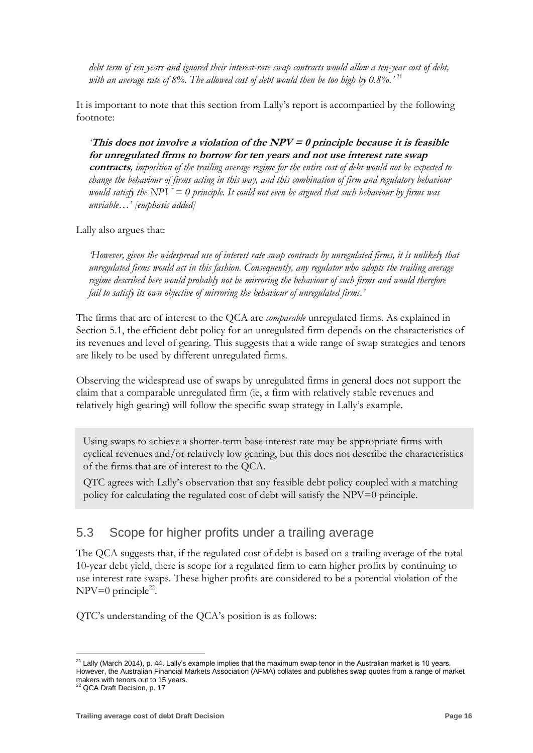*debt term of ten years and ignored their interest-rate swap contracts would allow a ten-year cost of debt, with an average rate of 8%. The allowed cost of debt would then be too high by 0.8%.'*[21]

It is important to note that this section from Lally's report is accompanied by the following footnote:

> *'**This does not involve a violation of the NPV = 0 principle because it is feasible for unregulated firms to borrow for ten years and not use interest rate swap contracts**, imposition of the trailing average regime for the entire cost of debt would not be expected to change the behaviour of firms acting in this way, and this combination of firm and regulatory behaviour would satisfy the NPV = 0 principle. It could not even be argued that such behaviour by firms was unviable…' [emphasis added]*

Lally also argues that:

> *'However, given the widespread use of interest rate swap contracts by unregulated firms, it is unlikely that unregulated firms would act in this fashion. Consequently, any regulator who adopts the trailing average regime described here would probably not be mirroring the behaviour of such firms and would therefore fail to satisfy its own objective of mirroring the behaviour of unregulated firms.'*

The firms that are of interest to the QCA are *comparable* unregulated firms. As explained in Section 5.1, the efficient debt policy for an unregulated firm depends on the characteristics of its revenues and level of gearing. This suggests that a wide range of swap strategies and tenors are likely to be used by different unregulated firms.

Observing the widespread use of swaps by unregulated firms in general does not support the claim that a comparable unregulated firm (ie, a firm with relatively stable revenues and relatively high gearing) will follow the specific swap strategy in Lally's example.

> Using swaps to achieve a shorter-term base interest rate may be appropriate firms with cyclical revenues and/or relatively low gearing, but this does not describe the characteristics of the firms that are of interest to the QCA.
>
> QTC agrees with Lally's observation that any feasible debt policy coupled with a matching policy for calculating the regulated cost of debt will satisfy the NPV=0 principle.

## 5.3 Scope for higher profits under a trailing average

The QCA suggests that, if the regulated cost of debt is based on a trailing average of the total 10-year debt yield, there is scope for a regulated firm to earn higher profits by continuing to use interest rate swaps. These higher profits are considered to be a potential violation of the NPV=0 principle[22].

QTC's understanding of the QCA's position is as follows:

---

[21] Lally (March 2014), p. 44. Lally's example implies that the maximum swap tenor in the Australian market is 10 years. However, the Australian Financial Markets Association (AFMA) collates and publishes swap quotes from a range of market makers with tenors out to 15 years.

[22] QCA Draft Decision, p. 17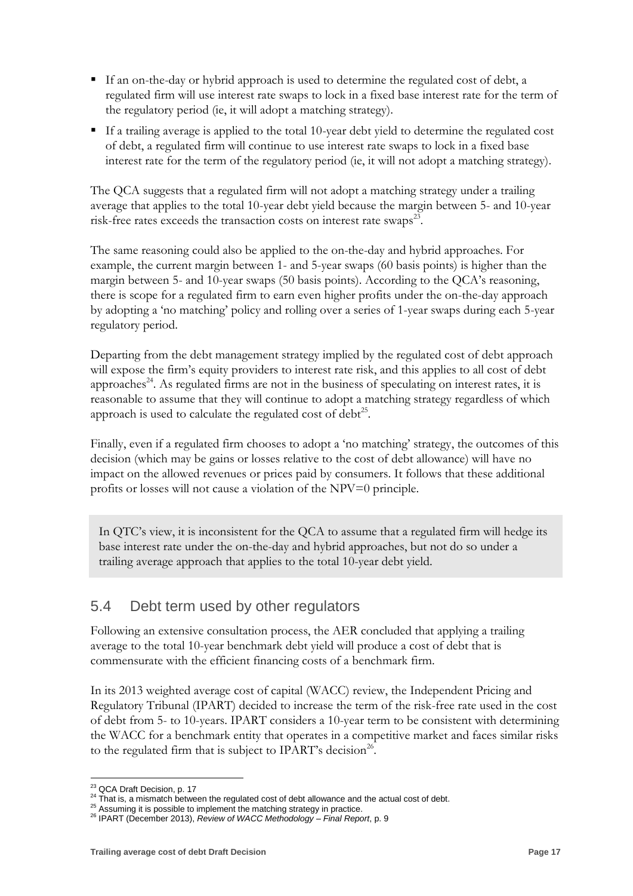- If an on-the-day or hybrid approach is used to determine the regulated cost of debt, a regulated firm will use interest rate swaps to lock in a fixed base interest rate for the term of the regulatory period (ie, it will adopt a matching strategy).
- If a trailing average is applied to the total 10-year debt yield to determine the regulated cost of debt, a regulated firm will continue to use interest rate swaps to lock in a fixed base interest rate for the term of the regulatory period (ie, it will not adopt a matching strategy).

The QCA suggests that a regulated firm will not adopt a matching strategy under a trailing average that applies to the total 10-year debt yield because the margin between 5- and 10-year risk-free rates exceeds the transaction costs on interest rate swaps[23].

The same reasoning could also be applied to the on-the-day and hybrid approaches. For example, the current margin between 1- and 5-year swaps (60 basis points) is higher than the margin between 5- and 10-year swaps (50 basis points). According to the QCA's reasoning, there is scope for a regulated firm to earn even higher profits under the on-the-day approach by adopting a 'no matching' policy and rolling over a series of 1-year swaps during each 5-year regulatory period.

Departing from the debt management strategy implied by the regulated cost of debt approach will expose the firm's equity providers to interest rate risk, and this applies to all cost of debt approaches[24]. As regulated firms are not in the business of speculating on interest rates, it is reasonable to assume that they will continue to adopt a matching strategy regardless of which approach is used to calculate the regulated cost of debt[25].

Finally, even if a regulated firm chooses to adopt a 'no matching' strategy, the outcomes of this decision (which may be gains or losses relative to the cost of debt allowance) will have no impact on the allowed revenues or prices paid by consumers. It follows that these additional profits or losses will not cause a violation of the NPV=0 principle.

> In QTC's view, it is inconsistent for the QCA to assume that a regulated firm will hedge its base interest rate under the on-the-day and hybrid approaches, but not do so under a trailing average approach that applies to the total 10-year debt yield.

## 5.4 Debt term used by other regulators

Following an extensive consultation process, the AER concluded that applying a trailing average to the total 10-year benchmark debt yield will produce a cost of debt that is commensurate with the efficient financing costs of a benchmark firm.

In its 2013 weighted average cost of capital (WACC) review, the Independent Pricing and Regulatory Tribunal (IPART) decided to increase the term of the risk-free rate used in the cost of debt from 5- to 10-years. IPART considers a 10-year term to be consistent with determining the WACC for a benchmark entity that operates in a competitive market and faces similar risks to the regulated firm that is subject to IPART's decision[26].

---

[23] QCA Draft Decision, p. 17

[24] That is, a mismatch between the regulated cost of debt allowance and the actual cost of debt.

[25] Assuming it is possible to implement the matching strategy in practice.

[26] IPART (December 2013), *Review of WACC Methodology – Final Report*, p. 9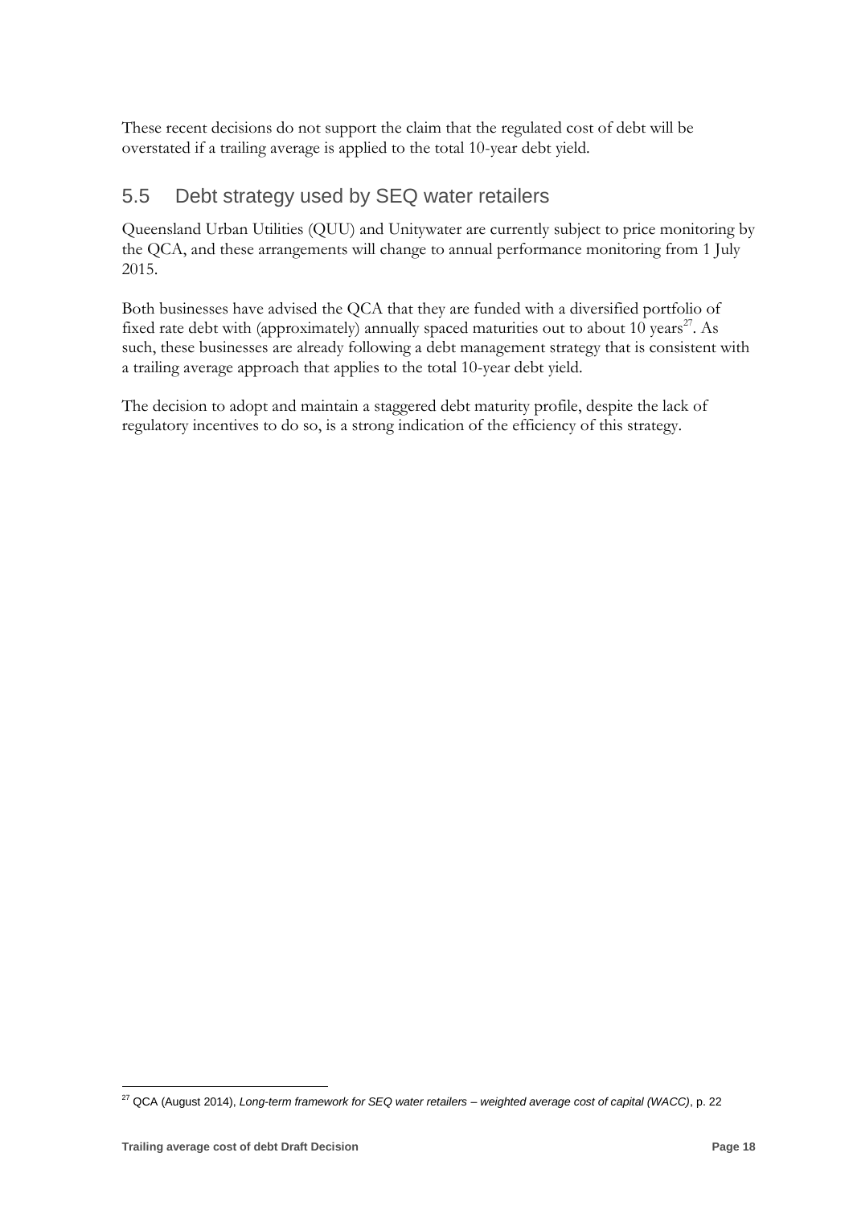These recent decisions do not support the claim that the regulated cost of debt will be overstated if a trailing average is applied to the total 10-year debt yield.

## 5.5 Debt strategy used by SEQ water retailers

Queensland Urban Utilities (QUU) and Unitywater are currently subject to price monitoring by the QCA, and these arrangements will change to annual performance monitoring from 1 July 2015.

Both businesses have advised the QCA that they are funded with a diversified portfolio of fixed rate debt with (approximately) annually spaced maturities out to about 10 years[27]. As such, these businesses are already following a debt management strategy that is consistent with a trailing average approach that applies to the total 10-year debt yield.

The decision to adopt and maintain a staggered debt maturity profile, despite the lack of regulatory incentives to do so, is a strong indication of the efficiency of this strategy.

---

[27] QCA (August 2014), *Long-term framework for SEQ water retailers – weighted average cost of capital (WACC)*, p. 22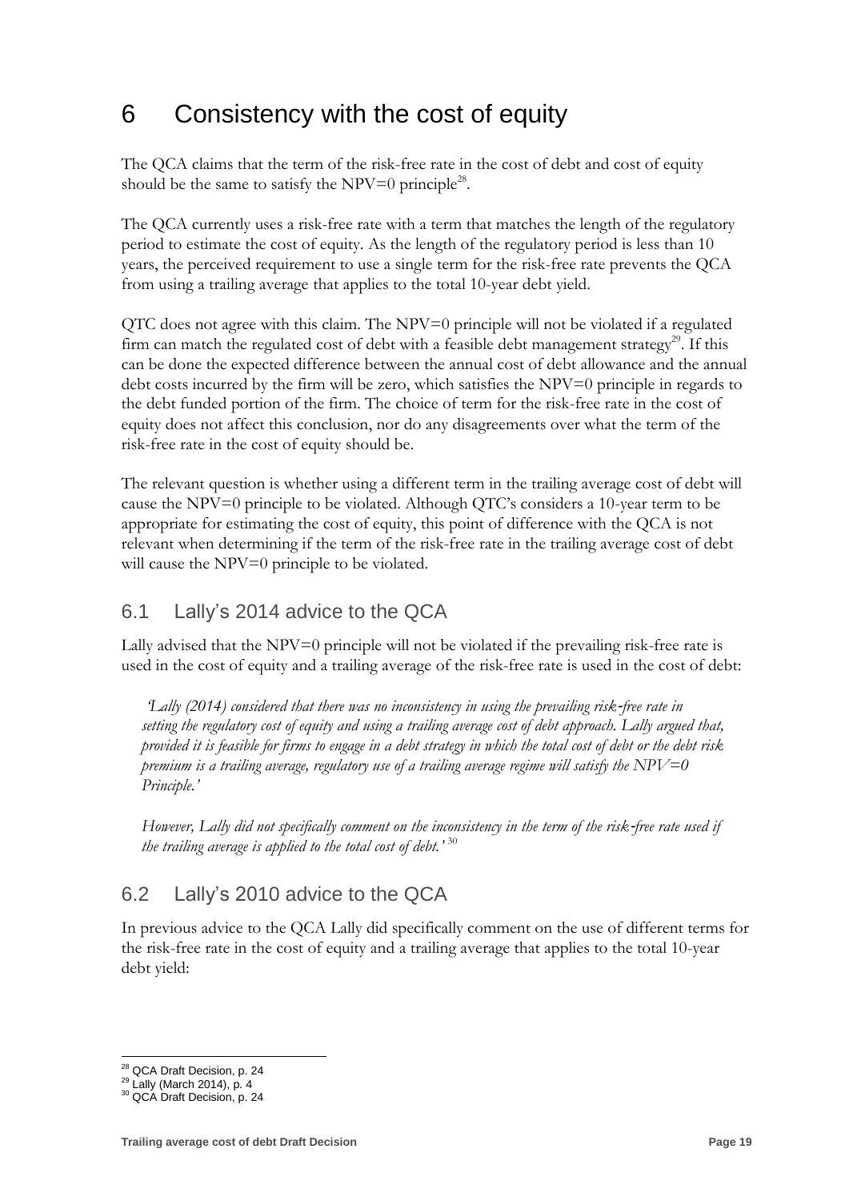# 6 Consistency with the cost of equity

The QCA claims that the term of the risk-free rate in the cost of debt and cost of equity should be the same to satisfy the NPV=0 principle[28].

The QCA currently uses a risk-free rate with a term that matches the length of the regulatory period to estimate the cost of equity. As the length of the regulatory period is less than 10 years, the perceived requirement to use a single term for the risk-free rate prevents the QCA from using a trailing average that applies to the total 10-year debt yield.

QTC does not agree with this claim. The NPV=0 principle will not be violated if a regulated firm can match the regulated cost of debt with a feasible debt management strategy[29]. If this can be done the expected difference between the annual cost of debt allowance and the annual debt costs incurred by the firm will be zero, which satisfies the NPV=0 principle in regards to the debt funded portion of the firm. The choice of term for the risk-free rate in the cost of equity does not affect this conclusion, nor do any disagreements over what the term of the risk-free rate in the cost of equity should be.

The relevant question is whether using a different term in the trailing average cost of debt will cause the NPV=0 principle to be violated. Although QTC's considers a 10-year term to be appropriate for estimating the cost of equity, this point of difference with the QCA is not relevant when determining if the term of the risk-free rate in the trailing average cost of debt will cause the NPV=0 principle to be violated.

## 6.1 Lally's 2014 advice to the QCA

Lally advised that the NPV=0 principle will not be violated if the prevailing risk-free rate is used in the cost of equity and a trailing average of the risk-free rate is used in the cost of debt:

> *'Lally (2014) considered that there was no inconsistency in using the prevailing risk-free rate in setting the regulatory cost of equity and using a trailing average cost of debt approach. Lally argued that, provided it is feasible for firms to engage in a debt strategy in which the total cost of debt or the debt risk premium is a trailing average, regulatory use of a trailing average regime will satisfy the NPV=0 Principle.'*
>
> *However, Lally did not specifically comment on the inconsistency in the term of the risk-free rate used if the trailing average is applied to the total cost of debt.'* [30]

## 6.2 Lally's 2010 advice to the QCA

In previous advice to the QCA Lally did specifically comment on the use of different terms for the risk-free rate in the cost of equity and a trailing average that applies to the total 10-year debt yield:

---

[28] QCA Draft Decision, p. 24

[29] Lally (March 2014), p. 4

[30] QCA Draft Decision, p. 24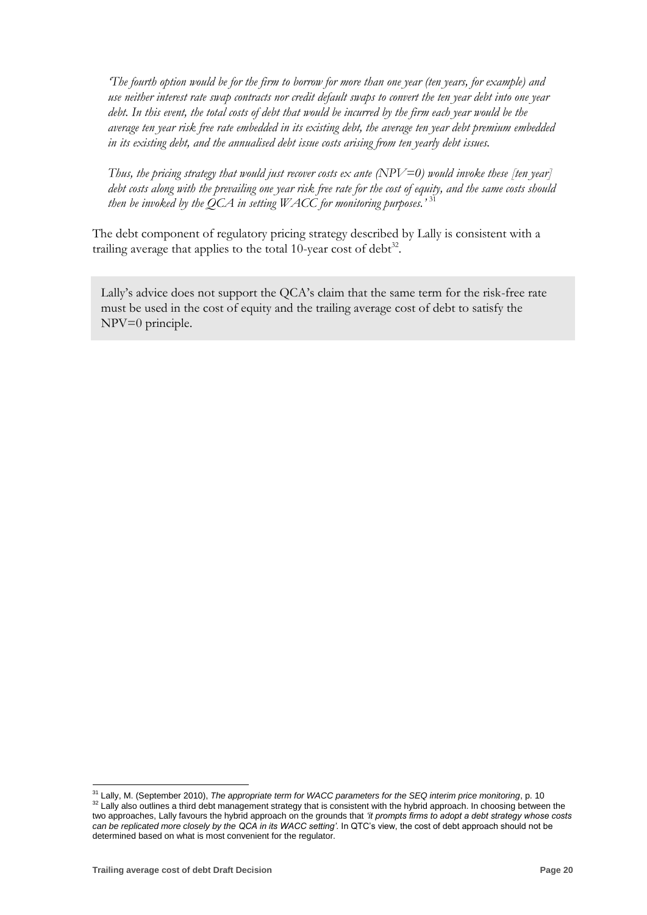> *'The fourth option would be for the firm to borrow for more than one year (ten years, for example) and use neither interest rate swap contracts nor credit default swaps to convert the ten year debt into one year debt. In this event, the total costs of debt that would be incurred by the firm each year would be the average ten year risk free rate embedded in its existing debt, the average ten year debt premium embedded in its existing debt, and the annualised debt issue costs arising from ten yearly debt issues.*
>
> *Thus, the pricing strategy that would just recover costs ex ante (NPV=0) would invoke these [ten year] debt costs along with the prevailing one year risk free rate for the cost of equity, and the same costs should then be invoked by the QCA in setting WACC for monitoring purposes.'* [31]

The debt component of regulatory pricing strategy described by Lally is consistent with a trailing average that applies to the total 10-year cost of debt[32].

> Lally's advice does not support the QCA's claim that the same term for the risk-free rate must be used in the cost of equity and the trailing average cost of debt to satisfy the NPV=0 principle.

---

[31] Lally, M. (September 2010), *The appropriate term for WACC parameters for the SEQ interim price monitoring*, p. 10

[32] Lally also outlines a third debt management strategy that is consistent with the hybrid approach. In choosing between the two approaches, Lally favours the hybrid approach on the grounds that *'it prompts firms to adopt a debt strategy whose costs can be replicated more closely by the QCA in its WACC setting'*. In QTC's view, the cost of debt approach should not be determined based on what is most convenient for the regulator.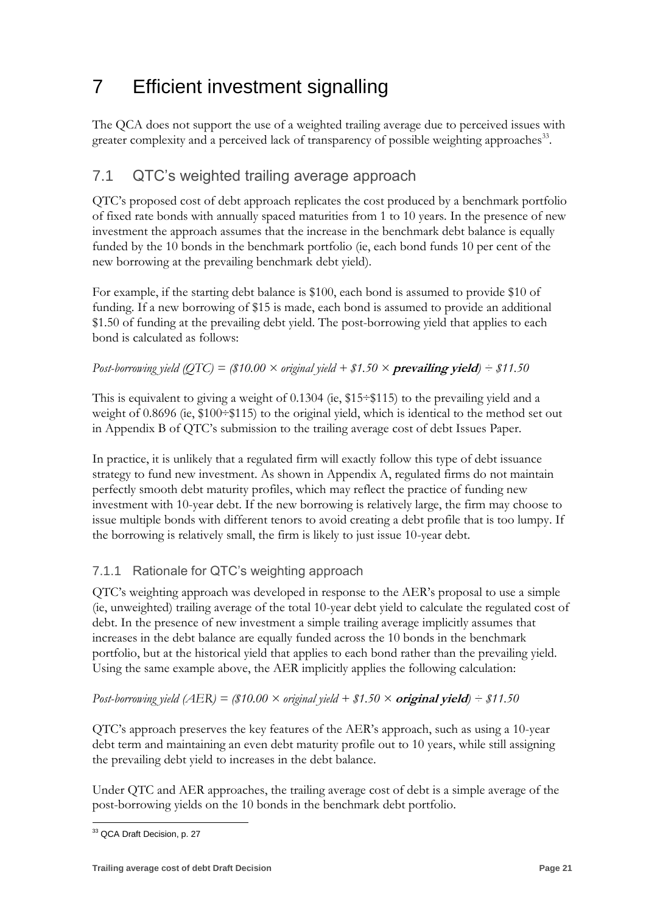# 7 Efficient investment signalling

The QCA does not support the use of a weighted trailing average due to perceived issues with greater complexity and a perceived lack of transparency of possible weighting approaches[33].

## 7.1 QTC's weighted trailing average approach

QTC's proposed cost of debt approach replicates the cost produced by a benchmark portfolio of fixed rate bonds with annually spaced maturities from 1 to 10 years. In the presence of new investment the approach assumes that the increase in the benchmark debt balance is equally funded by the 10 bonds in the benchmark portfolio (ie, each bond funds 10 per cent of the new borrowing at the prevailing benchmark debt yield).

For example, if the starting debt balance is $100, each bond is assumed to provide $10 of funding. If a new borrowing of $15 is made, each bond is assumed to provide an additional $1.50 of funding at the prevailing debt yield. The post-borrowing yield that applies to each bond is calculated as follows:

*Post-borrowing yield (QTC) = ($10.00 × original yield + $1.50 ×* ***prevailing yield****) ÷ $11.50*

This is equivalent to giving a weight of 0.1304 (ie, $15÷$115) to the prevailing yield and a weight of 0.8696 (ie, $100÷$115) to the original yield, which is identical to the method set out in Appendix B of QTC's submission to the trailing average cost of debt Issues Paper.

In practice, it is unlikely that a regulated firm will exactly follow this type of debt issuance strategy to fund new investment. As shown in Appendix A, regulated firms do not maintain perfectly smooth debt maturity profiles, which may reflect the practice of funding new investment with 10-year debt. If the new borrowing is relatively large, the firm may choose to issue multiple bonds with different tenors to avoid creating a debt profile that is too lumpy. If the borrowing is relatively small, the firm is likely to just issue 10-year debt.

### 7.1.1 Rationale for QTC's weighting approach

QTC's weighting approach was developed in response to the AER's proposal to use a simple (ie, unweighted) trailing average of the total 10-year debt yield to calculate the regulated cost of debt. In the presence of new investment a simple trailing average implicitly assumes that increases in the debt balance are equally funded across the 10 bonds in the benchmark portfolio, but at the historical yield that applies to each bond rather than the prevailing yield. Using the same example above, the AER implicitly applies the following calculation:

*Post-borrowing yield (AER) = ($10.00 × original yield + $1.50 ×* ***original yield****) ÷ $11.50*

QTC's approach preserves the key features of the AER's approach, such as using a 10-year debt term and maintaining an even debt maturity profile out to 10 years, while still assigning the prevailing debt yield to increases in the debt balance.

Under QTC and AER approaches, the trailing average cost of debt is a simple average of the post-borrowing yields on the 10 bonds in the benchmark debt portfolio.

[33] QCA Draft Decision, p. 27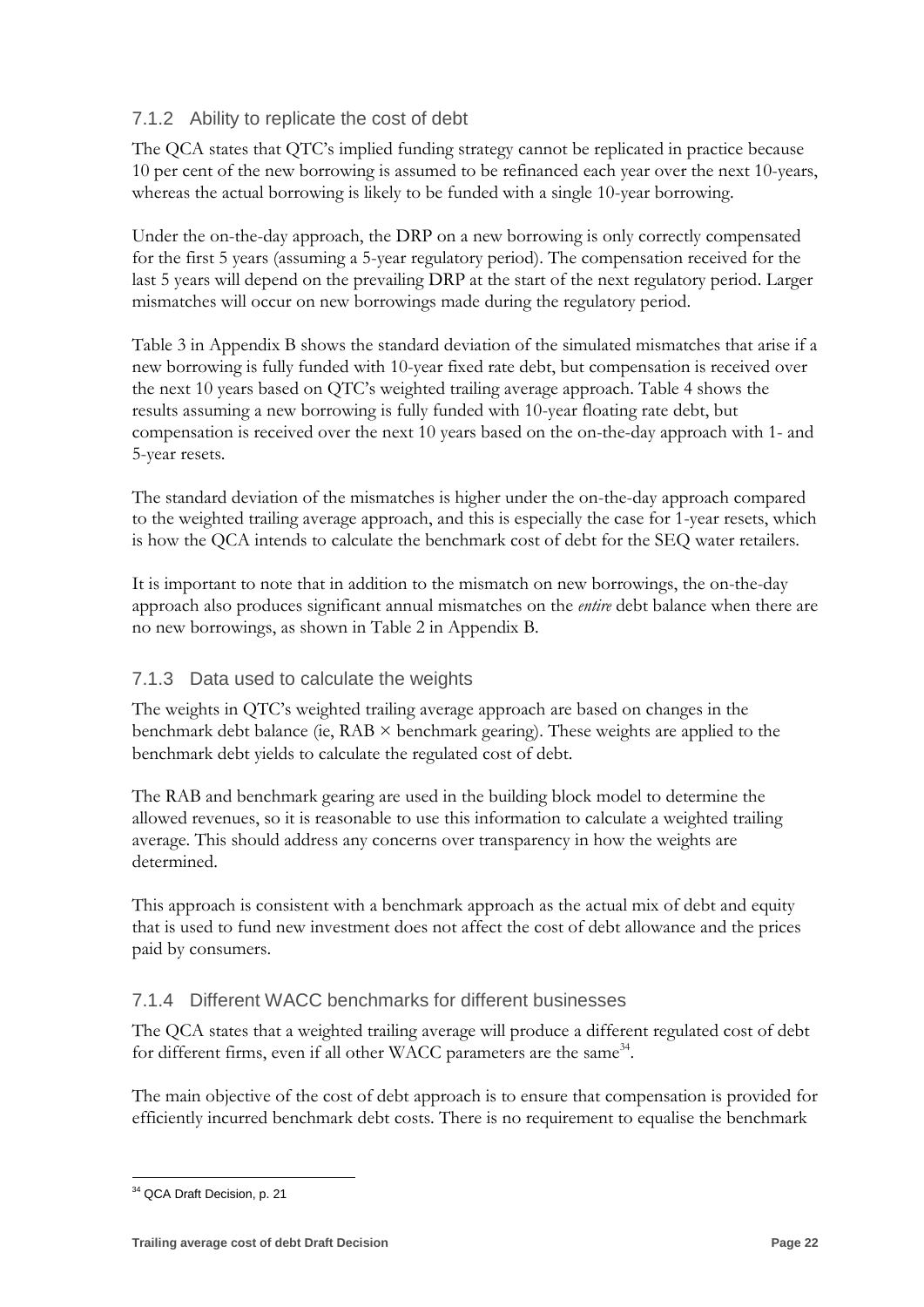### 7.1.2 Ability to replicate the cost of debt

The QCA states that QTC's implied funding strategy cannot be replicated in practice because 10 per cent of the new borrowing is assumed to be refinanced each year over the next 10-years, whereas the actual borrowing is likely to be funded with a single 10-year borrowing.

Under the on-the-day approach, the DRP on a new borrowing is only correctly compensated for the first 5 years (assuming a 5-year regulatory period). The compensation received for the last 5 years will depend on the prevailing DRP at the start of the next regulatory period. Larger mismatches will occur on new borrowings made during the regulatory period.

Table 3 in Appendix B shows the standard deviation of the simulated mismatches that arise if a new borrowing is fully funded with 10-year fixed rate debt, but compensation is received over the next 10 years based on QTC's weighted trailing average approach. Table 4 shows the results assuming a new borrowing is fully funded with 10-year floating rate debt, but compensation is received over the next 10 years based on the on-the-day approach with 1- and 5-year resets.

The standard deviation of the mismatches is higher under the on-the-day approach compared to the weighted trailing average approach, and this is especially the case for 1-year resets, which is how the QCA intends to calculate the benchmark cost of debt for the SEQ water retailers.

It is important to note that in addition to the mismatch on new borrowings, the on-the-day approach also produces significant annual mismatches on the *entire* debt balance when there are no new borrowings, as shown in Table 2 in Appendix B.

### 7.1.3 Data used to calculate the weights

The weights in QTC's weighted trailing average approach are based on changes in the benchmark debt balance (ie, RAB × benchmark gearing). These weights are applied to the benchmark debt yields to calculate the regulated cost of debt.

The RAB and benchmark gearing are used in the building block model to determine the allowed revenues, so it is reasonable to use this information to calculate a weighted trailing average. This should address any concerns over transparency in how the weights are determined.

This approach is consistent with a benchmark approach as the actual mix of debt and equity that is used to fund new investment does not affect the cost of debt allowance and the prices paid by consumers.

### 7.1.4 Different WACC benchmarks for different businesses

The QCA states that a weighted trailing average will produce a different regulated cost of debt for different firms, even if all other WACC parameters are the same[34].

The main objective of the cost of debt approach is to ensure that compensation is provided for efficiently incurred benchmark debt costs. There is no requirement to equalise the benchmark

---

[34] QCA Draft Decision, p. 21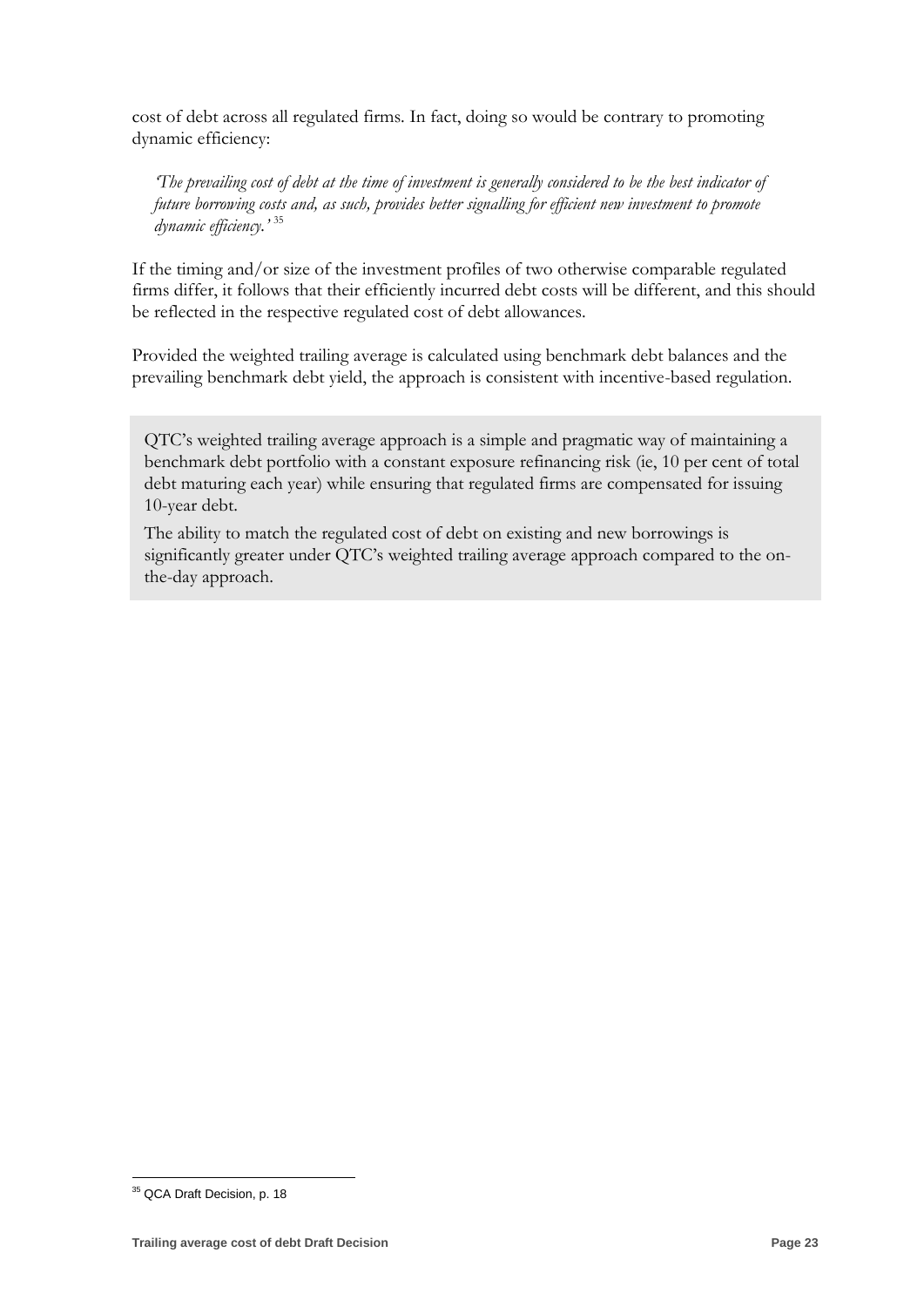cost of debt across all regulated firms. In fact, doing so would be contrary to promoting dynamic efficiency:

> *'The prevailing cost of debt at the time of investment is generally considered to be the best indicator of future borrowing costs and, as such, provides better signalling for efficient new investment to promote dynamic efficiency.'* [35]

If the timing and/or size of the investment profiles of two otherwise comparable regulated firms differ, it follows that their efficiently incurred debt costs will be different, and this should be reflected in the respective regulated cost of debt allowances.

Provided the weighted trailing average is calculated using benchmark debt balances and the prevailing benchmark debt yield, the approach is consistent with incentive-based regulation.

> QTC's weighted trailing average approach is a simple and pragmatic way of maintaining a benchmark debt portfolio with a constant exposure refinancing risk (ie, 10 per cent of total debt maturing each year) while ensuring that regulated firms are compensated for issuing 10-year debt.
>
> The ability to match the regulated cost of debt on existing and new borrowings is significantly greater under QTC's weighted trailing average approach compared to the on-the-day approach.

---

[35] QCA Draft Decision, p. 18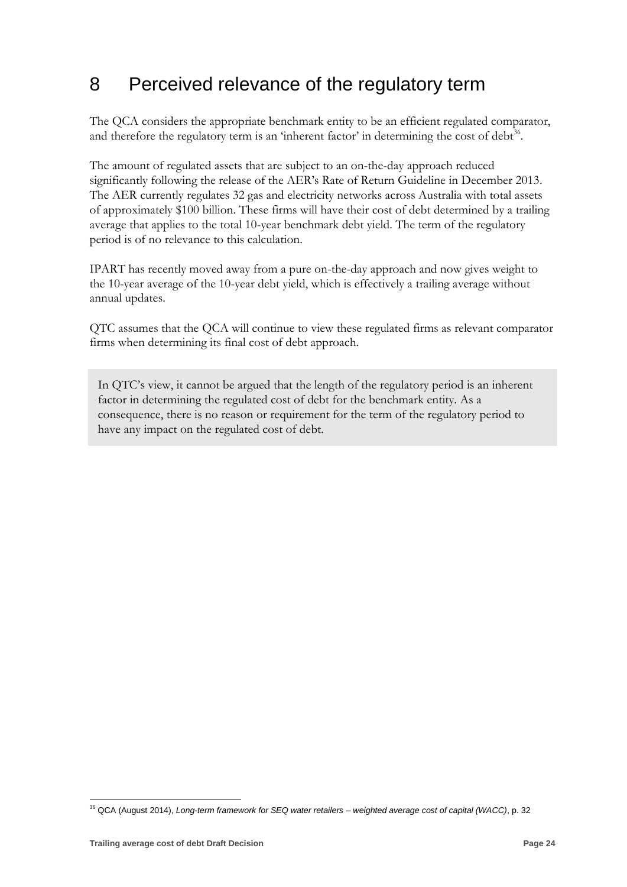# 8 Perceived relevance of the regulatory term

The QCA considers the appropriate benchmark entity to be an efficient regulated comparator, and therefore the regulatory term is an 'inherent factor' in determining the cost of debt[36].

The amount of regulated assets that are subject to an on-the-day approach reduced significantly following the release of the AER's Rate of Return Guideline in December 2013. The AER currently regulates 32 gas and electricity networks across Australia with total assets of approximately $100 billion. These firms will have their cost of debt determined by a trailing average that applies to the total 10-year benchmark debt yield. The term of the regulatory period is of no relevance to this calculation.

IPART has recently moved away from a pure on-the-day approach and now gives weight to the 10-year average of the 10-year debt yield, which is effectively a trailing average without annual updates.

QTC assumes that the QCA will continue to view these regulated firms as relevant comparator firms when determining its final cost of debt approach.

> In QTC's view, it cannot be argued that the length of the regulatory period is an inherent factor in determining the regulated cost of debt for the benchmark entity. As a consequence, there is no reason or requirement for the term of the regulatory period to have any impact on the regulated cost of debt.

[36] QCA (August 2014), *Long-term framework for SEQ water retailers – weighted average cost of capital (WACC)*, p. 32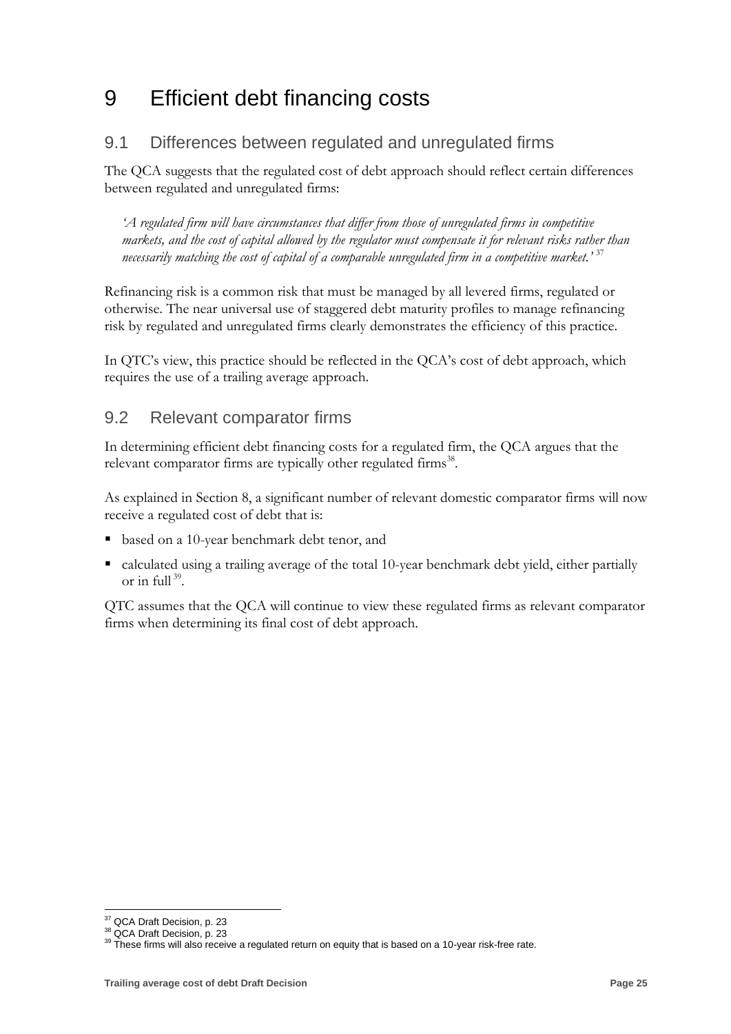# 9 Efficient debt financing costs

## 9.1 Differences between regulated and unregulated firms

The QCA suggests that the regulated cost of debt approach should reflect certain differences between regulated and unregulated firms:

> *'A regulated firm will have circumstances that differ from those of unregulated firms in competitive markets, and the cost of capital allowed by the regulator must compensate it for relevant risks rather than necessarily matching the cost of capital of a comparable unregulated firm in a competitive market.'* [37]

Refinancing risk is a common risk that must be managed by all levered firms, regulated or otherwise. The near universal use of staggered debt maturity profiles to manage refinancing risk by regulated and unregulated firms clearly demonstrates the efficiency of this practice.

In QTC's view, this practice should be reflected in the QCA's cost of debt approach, which requires the use of a trailing average approach.

## 9.2 Relevant comparator firms

In determining efficient debt financing costs for a regulated firm, the QCA argues that the relevant comparator firms are typically other regulated firms[38].

As explained in Section 8, a significant number of relevant domestic comparator firms will now receive a regulated cost of debt that is:

- based on a 10-year benchmark debt tenor, and
- calculated using a trailing average of the total 10-year benchmark debt yield, either partially or in full [39].

QTC assumes that the QCA will continue to view these regulated firms as relevant comparator firms when determining its final cost of debt approach.

---

[37] QCA Draft Decision, p. 23

[38] QCA Draft Decision, p. 23

[39] These firms will also receive a regulated return on equity that is based on a 10-year risk-free rate.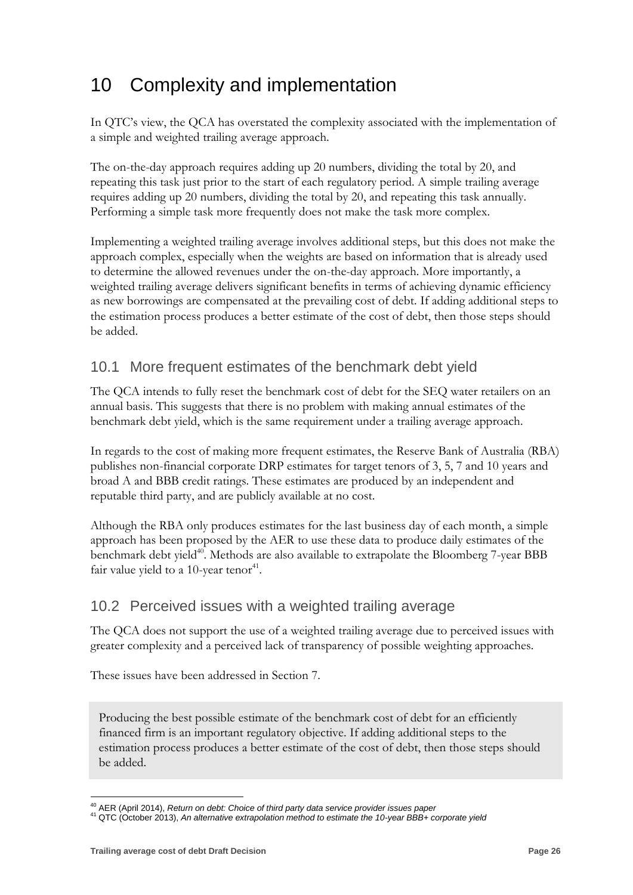# 10 Complexity and implementation

In QTC's view, the QCA has overstated the complexity associated with the implementation of a simple and weighted trailing average approach.

The on-the-day approach requires adding up 20 numbers, dividing the total by 20, and repeating this task just prior to the start of each regulatory period. A simple trailing average requires adding up 20 numbers, dividing the total by 20, and repeating this task annually. Performing a simple task more frequently does not make the task more complex.

Implementing a weighted trailing average involves additional steps, but this does not make the approach complex, especially when the weights are based on information that is already used to determine the allowed revenues under the on-the-day approach. More importantly, a weighted trailing average delivers significant benefits in terms of achieving dynamic efficiency as new borrowings are compensated at the prevailing cost of debt. If adding additional steps to the estimation process produces a better estimate of the cost of debt, then those steps should be added.

## 10.1 More frequent estimates of the benchmark debt yield

The QCA intends to fully reset the benchmark cost of debt for the SEQ water retailers on an annual basis. This suggests that there is no problem with making annual estimates of the benchmark debt yield, which is the same requirement under a trailing average approach.

In regards to the cost of making more frequent estimates, the Reserve Bank of Australia (RBA) publishes non-financial corporate DRP estimates for target tenors of 3, 5, 7 and 10 years and broad A and BBB credit ratings. These estimates are produced by an independent and reputable third party, and are publicly available at no cost.

Although the RBA only produces estimates for the last business day of each month, a simple approach has been proposed by the AER to use these data to produce daily estimates of the benchmark debt yield[40]. Methods are also available to extrapolate the Bloomberg 7-year BBB fair value yield to a 10-year tenor[41].

## 10.2 Perceived issues with a weighted trailing average

The QCA does not support the use of a weighted trailing average due to perceived issues with greater complexity and a perceived lack of transparency of possible weighting approaches.

These issues have been addressed in Section 7.

> Producing the best possible estimate of the benchmark cost of debt for an efficiently financed firm is an important regulatory objective. If adding additional steps to the estimation process produces a better estimate of the cost of debt, then those steps should be added.

---

[40] AER (April 2014), *Return on debt: Choice of third party data service provider issues paper*

[41] QTC (October 2013), *An alternative extrapolation method to estimate the 10-year BBB+ corporate yield*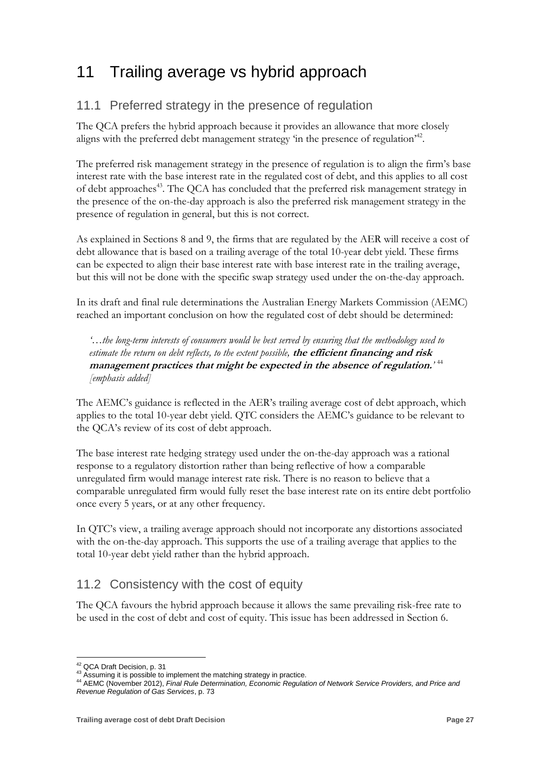# 11 Trailing average vs hybrid approach

## 11.1 Preferred strategy in the presence of regulation

The QCA prefers the hybrid approach because it provides an allowance that more closely aligns with the preferred debt management strategy 'in the presence of regulation'[42].

The preferred risk management strategy in the presence of regulation is to align the firm's base interest rate with the base interest rate in the regulated cost of debt, and this applies to all cost of debt approaches[43]. The QCA has concluded that the preferred risk management strategy in the presence of the on-the-day approach is also the preferred risk management strategy in the presence of regulation in general, but this is not correct.

As explained in Sections 8 and 9, the firms that are regulated by the AER will receive a cost of debt allowance that is based on a trailing average of the total 10-year debt yield. These firms can be expected to align their base interest rate with base interest rate in the trailing average, but this will not be done with the specific swap strategy used under the on-the-day approach.

In its draft and final rule determinations the Australian Energy Markets Commission (AEMC) reached an important conclusion on how the regulated cost of debt should be determined:

> *'…the long-term interests of consumers would be best served by ensuring that the methodology used to estimate the return on debt reflects, to the extent possible,* ***the efficient financing and risk management practices that might be expected in the absence of regulation.****'* [44] *[emphasis added]*

The AEMC's guidance is reflected in the AER's trailing average cost of debt approach, which applies to the total 10-year debt yield. QTC considers the AEMC's guidance to be relevant to the QCA's review of its cost of debt approach.

The base interest rate hedging strategy used under the on-the-day approach was a rational response to a regulatory distortion rather than being reflective of how a comparable unregulated firm would manage interest rate risk. There is no reason to believe that a comparable unregulated firm would fully reset the base interest rate on its entire debt portfolio once every 5 years, or at any other frequency.

In QTC's view, a trailing average approach should not incorporate any distortions associated with the on-the-day approach. This supports the use of a trailing average that applies to the total 10-year debt yield rather than the hybrid approach.

## 11.2 Consistency with the cost of equity

The QCA favours the hybrid approach because it allows the same prevailing risk-free rate to be used in the cost of debt and cost of equity. This issue has been addressed in Section 6.

---

[42] QCA Draft Decision, p. 31

[43] Assuming it is possible to implement the matching strategy in practice.

[44] AEMC (November 2012), *Final Rule Determination, Economic Regulation of Network Service Providers, and Price and Revenue Regulation of Gas Services*, p. 73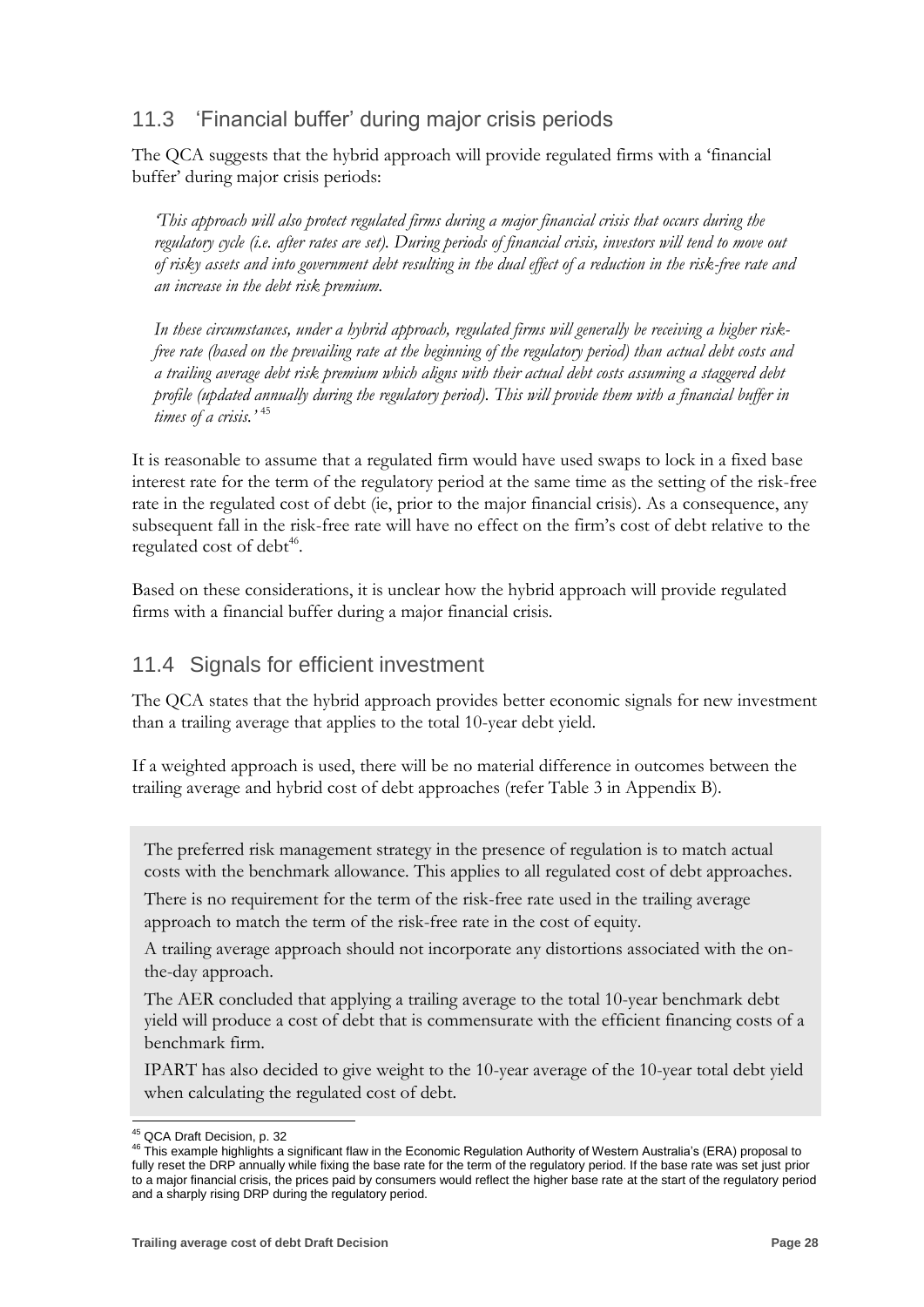## 11.3 'Financial buffer' during major crisis periods

The QCA suggests that the hybrid approach will provide regulated firms with a 'financial buffer' during major crisis periods:

> *'This approach will also protect regulated firms during a major financial crisis that occurs during the regulatory cycle (i.e. after rates are set). During periods of financial crisis, investors will tend to move out of risky assets and into government debt resulting in the dual effect of a reduction in the risk-free rate and an increase in the debt risk premium.*
>
> *In these circumstances, under a hybrid approach, regulated firms will generally be receiving a higher risk-free rate (based on the prevailing rate at the beginning of the regulatory period) than actual debt costs and a trailing average debt risk premium which aligns with their actual debt costs assuming a staggered debt profile (updated annually during the regulatory period). This will provide them with a financial buffer in times of a crisis.'* [45]

It is reasonable to assume that a regulated firm would have used swaps to lock in a fixed base interest rate for the term of the regulatory period at the same time as the setting of the risk-free rate in the regulated cost of debt (ie, prior to the major financial crisis). As a consequence, any subsequent fall in the risk-free rate will have no effect on the firm's cost of debt relative to the regulated cost of debt[46].

Based on these considerations, it is unclear how the hybrid approach will provide regulated firms with a financial buffer during a major financial crisis.

## 11.4 Signals for efficient investment

The QCA states that the hybrid approach provides better economic signals for new investment than a trailing average that applies to the total 10-year debt yield.

If a weighted approach is used, there will be no material difference in outcomes between the trailing average and hybrid cost of debt approaches (refer Table 3 in Appendix B).

> The preferred risk management strategy in the presence of regulation is to match actual costs with the benchmark allowance. This applies to all regulated cost of debt approaches.
>
> There is no requirement for the term of the risk-free rate used in the trailing average approach to match the term of the risk-free rate in the cost of equity.
>
> A trailing average approach should not incorporate any distortions associated with the on-the-day approach.
>
> The AER concluded that applying a trailing average to the total 10-year benchmark debt yield will produce a cost of debt that is commensurate with the efficient financing costs of a benchmark firm.
>
> IPART has also decided to give weight to the 10-year average of the 10-year total debt yield when calculating the regulated cost of debt.

---

[45] QCA Draft Decision, p. 32

[46] This example highlights a significant flaw in the Economic Regulation Authority of Western Australia's (ERA) proposal to fully reset the DRP annually while fixing the base rate for the term of the regulatory period. If the base rate was set just prior to a major financial crisis, the prices paid by consumers would reflect the higher base rate at the start of the regulatory period and a sharply rising DRP during the regulatory period.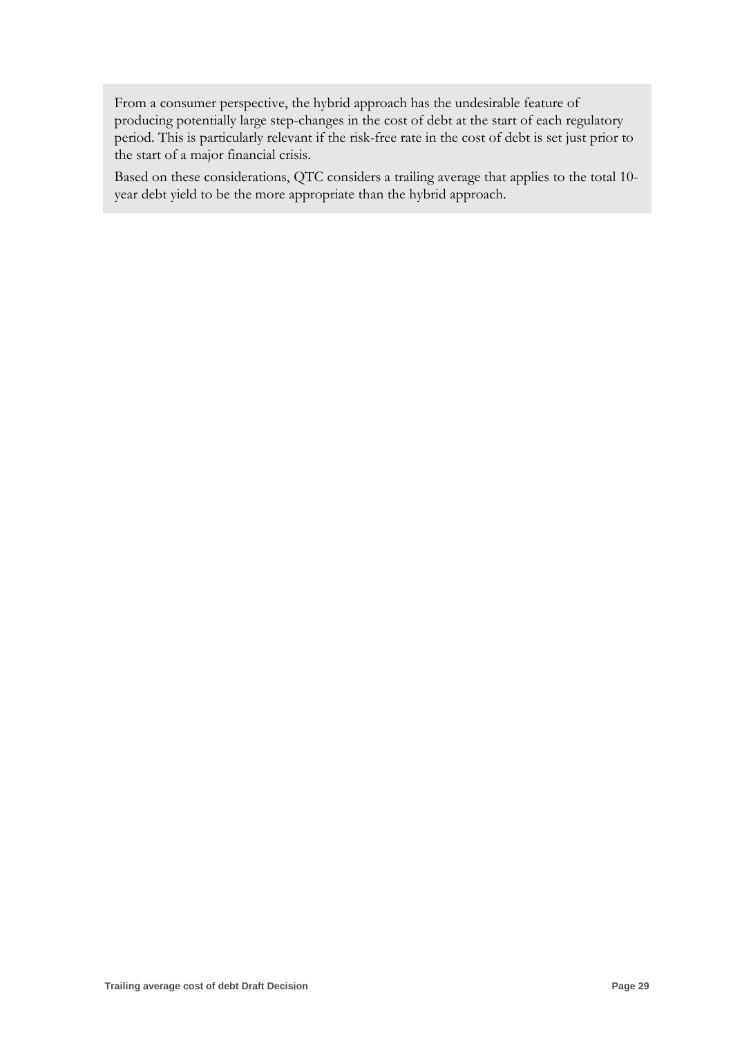From a consumer perspective, the hybrid approach has the undesirable feature of producing potentially large step-changes in the cost of debt at the start of each regulatory period. This is particularly relevant if the risk-free rate in the cost of debt is set just prior to the start of a major financial crisis.

Based on these considerations, QTC considers a trailing average that applies to the total 10-year debt yield to be the more appropriate than the hybrid approach.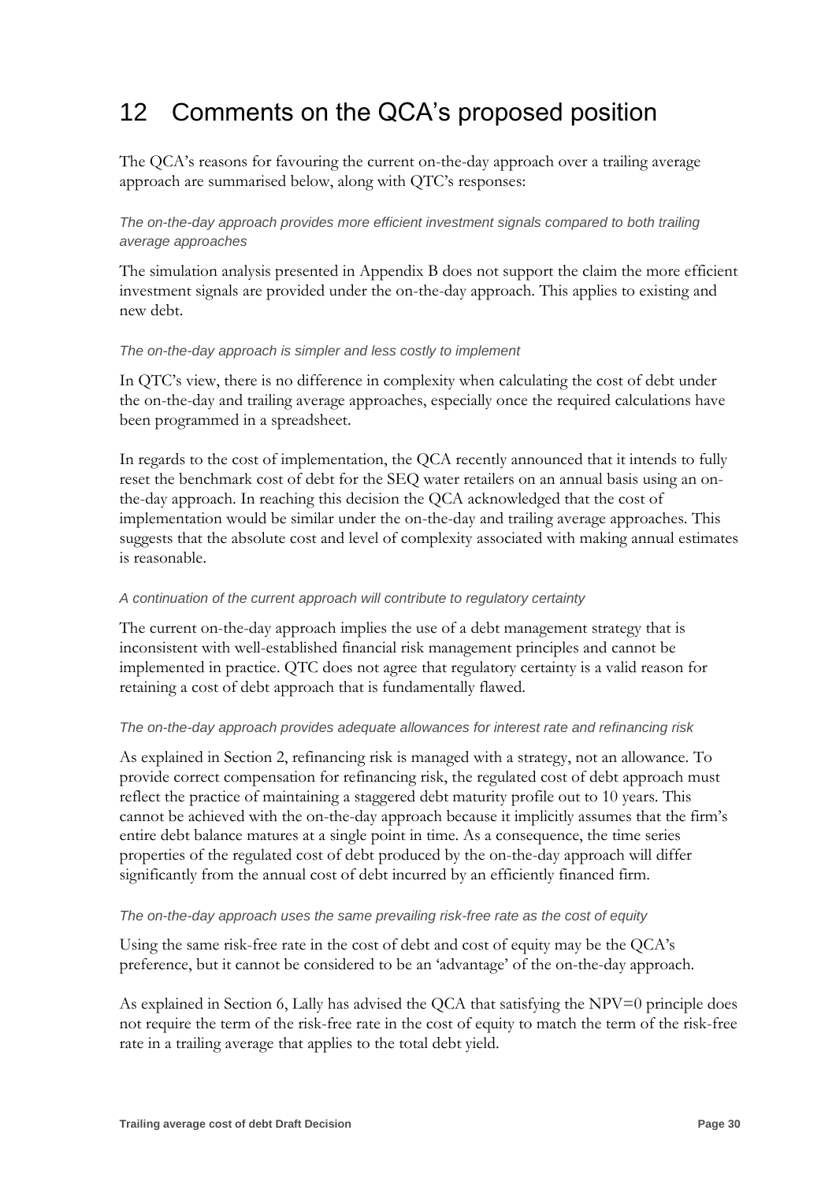# 12 Comments on the QCA's proposed position

The QCA's reasons for favouring the current on-the-day approach over a trailing average approach are summarised below, along with QTC's responses:

*The on-the-day approach provides more efficient investment signals compared to both trailing average approaches*

The simulation analysis presented in Appendix B does not support the claim the more efficient investment signals are provided under the on-the-day approach. This applies to existing and new debt.

*The on-the-day approach is simpler and less costly to implement*

In QTC's view, there is no difference in complexity when calculating the cost of debt under the on-the-day and trailing average approaches, especially once the required calculations have been programmed in a spreadsheet.

In regards to the cost of implementation, the QCA recently announced that it intends to fully reset the benchmark cost of debt for the SEQ water retailers on an annual basis using an on-the-day approach. In reaching this decision the QCA acknowledged that the cost of implementation would be similar under the on-the-day and trailing average approaches. This suggests that the absolute cost and level of complexity associated with making annual estimates is reasonable.

*A continuation of the current approach will contribute to regulatory certainty*

The current on-the-day approach implies the use of a debt management strategy that is inconsistent with well-established financial risk management principles and cannot be implemented in practice. QTC does not agree that regulatory certainty is a valid reason for retaining a cost of debt approach that is fundamentally flawed.

*The on-the-day approach provides adequate allowances for interest rate and refinancing risk*

As explained in Section 2, refinancing risk is managed with a strategy, not an allowance. To provide correct compensation for refinancing risk, the regulated cost of debt approach must reflect the practice of maintaining a staggered debt maturity profile out to 10 years. This cannot be achieved with the on-the-day approach because it implicitly assumes that the firm's entire debt balance matures at a single point in time. As a consequence, the time series properties of the regulated cost of debt produced by the on-the-day approach will differ significantly from the annual cost of debt incurred by an efficiently financed firm.

*The on-the-day approach uses the same prevailing risk-free rate as the cost of equity*

Using the same risk-free rate in the cost of debt and cost of equity may be the QCA's preference, but it cannot be considered to be an 'advantage' of the on-the-day approach.

As explained in Section 6, Lally has advised the QCA that satisfying the NPV=0 principle does not require the term of the risk-free rate in the cost of equity to match the term of the risk-free rate in a trailing average that applies to the total debt yield.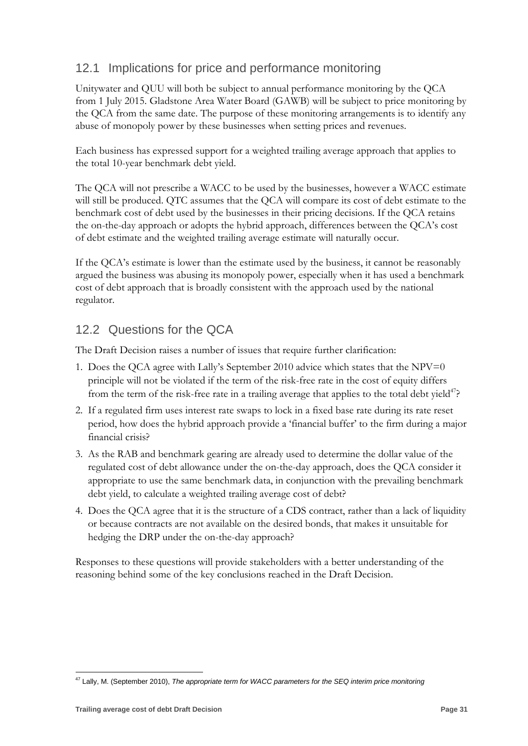## 12.1 Implications for price and performance monitoring

Unitywater and QUU will both be subject to annual performance monitoring by the QCA from 1 July 2015. Gladstone Area Water Board (GAWB) will be subject to price monitoring by the QCA from the same date. The purpose of these monitoring arrangements is to identify any abuse of monopoly power by these businesses when setting prices and revenues.

Each business has expressed support for a weighted trailing average approach that applies to the total 10-year benchmark debt yield.

The QCA will not prescribe a WACC to be used by the businesses, however a WACC estimate will still be produced. QTC assumes that the QCA will compare its cost of debt estimate to the benchmark cost of debt used by the businesses in their pricing decisions. If the QCA retains the on-the-day approach or adopts the hybrid approach, differences between the QCA's cost of debt estimate and the weighted trailing average estimate will naturally occur.

If the QCA's estimate is lower than the estimate used by the business, it cannot be reasonably argued the business was abusing its monopoly power, especially when it has used a benchmark cost of debt approach that is broadly consistent with the approach used by the national regulator.

## 12.2 Questions for the QCA

The Draft Decision raises a number of issues that require further clarification:

1. Does the QCA agree with Lally's September 2010 advice which states that the NPV=0 principle will not be violated if the term of the risk-free rate in the cost of equity differs from the term of the risk-free rate in a trailing average that applies to the total debt yield[47]?
2. If a regulated firm uses interest rate swaps to lock in a fixed base rate during its rate reset period, how does the hybrid approach provide a 'financial buffer' to the firm during a major financial crisis?
3. As the RAB and benchmark gearing are already used to determine the dollar value of the regulated cost of debt allowance under the on-the-day approach, does the QCA consider it appropriate to use the same benchmark data, in conjunction with the prevailing benchmark debt yield, to calculate a weighted trailing average cost of debt?
4. Does the QCA agree that it is the structure of a CDS contract, rather than a lack of liquidity or because contracts are not available on the desired bonds, that makes it unsuitable for hedging the DRP under the on-the-day approach?

Responses to these questions will provide stakeholders with a better understanding of the reasoning behind some of the key conclusions reached in the Draft Decision.

[47] Lally, M. (September 2010), *The appropriate term for WACC parameters for the SEQ interim price monitoring*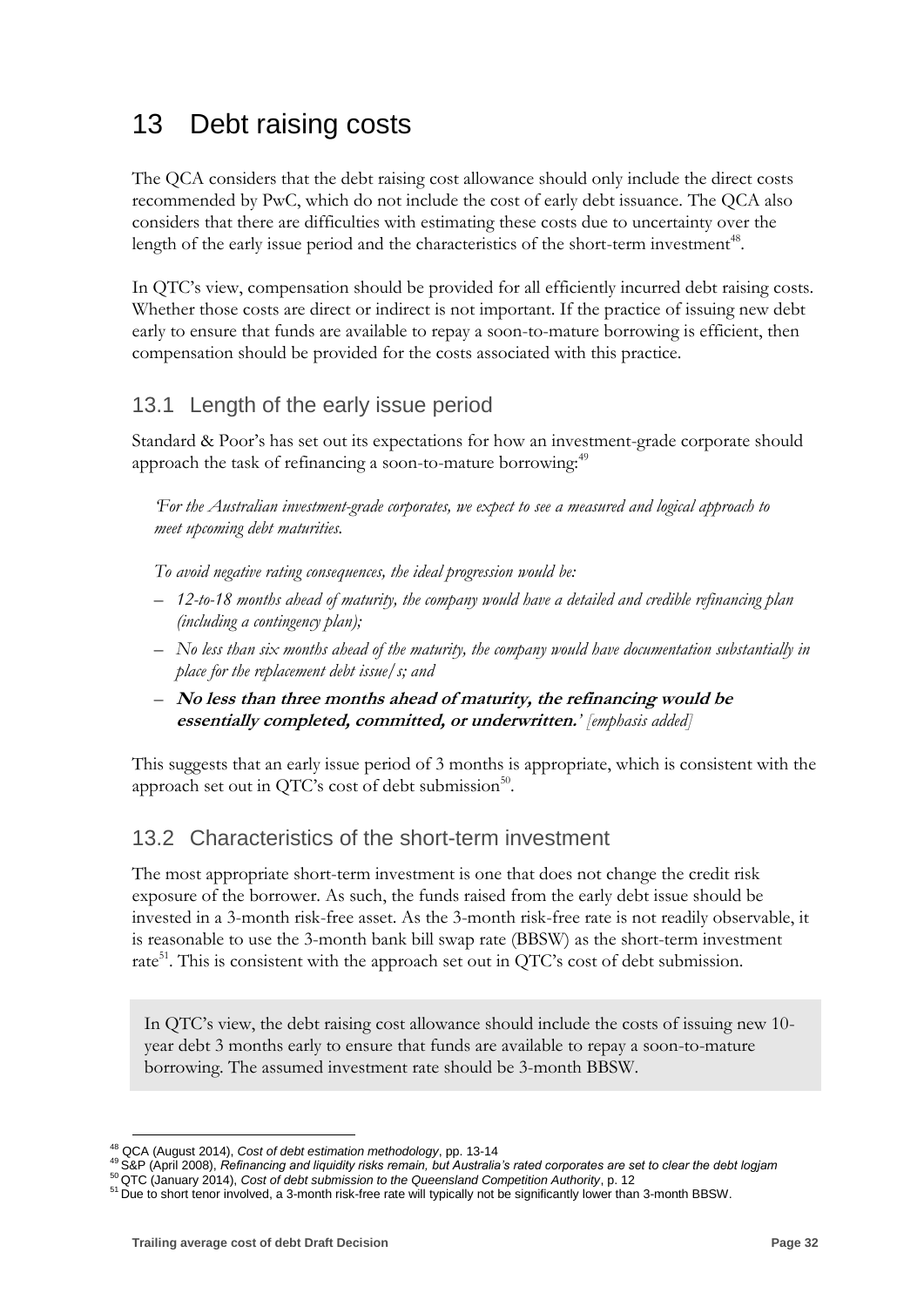# 13 Debt raising costs

The QCA considers that the debt raising cost allowance should only include the direct costs recommended by PwC, which do not include the cost of early debt issuance. The QCA also considers that there are difficulties with estimating these costs due to uncertainty over the length of the early issue period and the characteristics of the short-term investment[48].

In QTC's view, compensation should be provided for all efficiently incurred debt raising costs. Whether those costs are direct or indirect is not important. If the practice of issuing new debt early to ensure that funds are available to repay a soon-to-mature borrowing is efficient, then compensation should be provided for the costs associated with this practice.

## 13.1 Length of the early issue period

Standard & Poor's has set out its expectations for how an investment-grade corporate should approach the task of refinancing a soon-to-mature borrowing:[49]

> *'For the Australian investment-grade corporates, we expect to see a measured and logical approach to meet upcoming debt maturities.*
>
> *To avoid negative rating consequences, the ideal progression would be:*
>
> – *12-to-18 months ahead of maturity, the company would have a detailed and credible refinancing plan (including a contingency plan);*
>
> – *No less than six months ahead of the maturity, the company would have documentation substantially in place for the replacement debt issue/s; and*
>
> – ***No less than three months ahead of maturity, the refinancing would be essentially completed, committed, or underwritten.****' [emphasis added]*

This suggests that an early issue period of 3 months is appropriate, which is consistent with the approach set out in QTC's cost of debt submission[50].

## 13.2 Characteristics of the short-term investment

The most appropriate short-term investment is one that does not change the credit risk exposure of the borrower. As such, the funds raised from the early debt issue should be invested in a 3-month risk-free asset. As the 3-month risk-free rate is not readily observable, it is reasonable to use the 3-month bank bill swap rate (BBSW) as the short-term investment rate[51]. This is consistent with the approach set out in QTC's cost of debt submission.

> In QTC's view, the debt raising cost allowance should include the costs of issuing new 10-year debt 3 months early to ensure that funds are available to repay a soon-to-mature borrowing. The assumed investment rate should be 3-month BBSW.

---

[48] QCA (August 2014), *Cost of debt estimation methodology*, pp. 13-14

[49] S&P (April 2008), *Refinancing and liquidity risks remain, but Australia's rated corporates are set to clear the debt logjam*

[50] QTC (January 2014), *Cost of debt submission to the Queensland Competition Authority*, p. 12

[51] Due to short tenor involved, a 3-month risk-free rate will typically not be significantly lower than 3-month BBSW.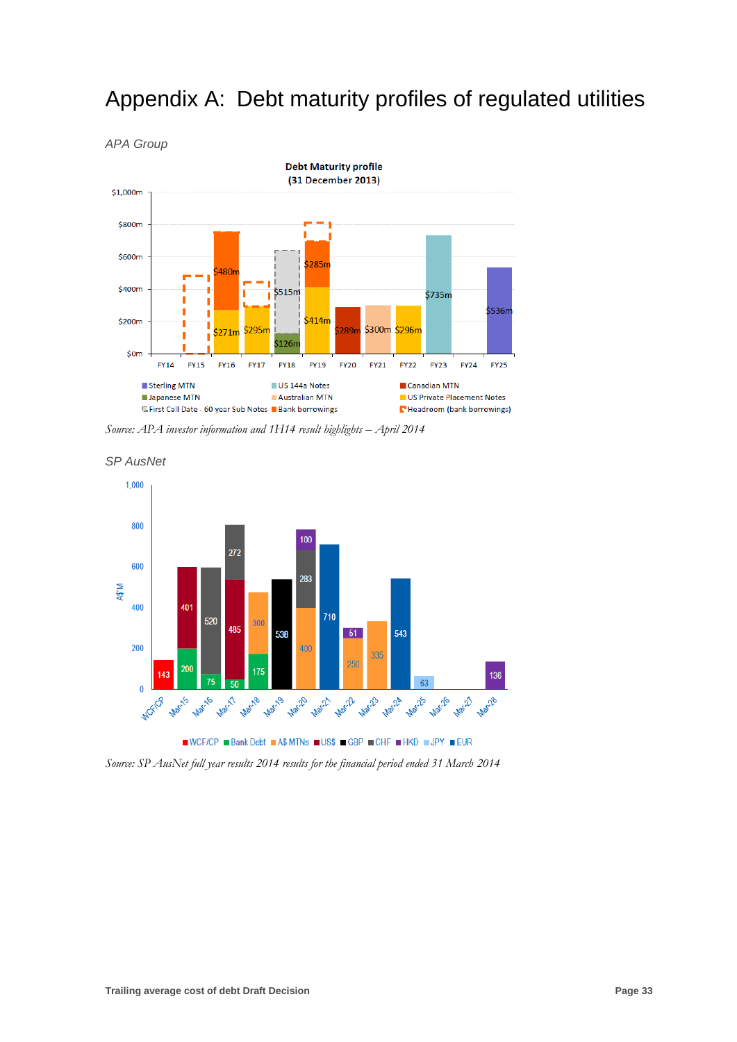# Appendix A: Debt maturity profiles of regulated utilities

*APA Group*

*Source: APA investor information and 1H14 result highlights – April 2014*

*SP AusNet*

*Source: SP AusNet full year results 2014 results for the financial period ended 31 March 2014*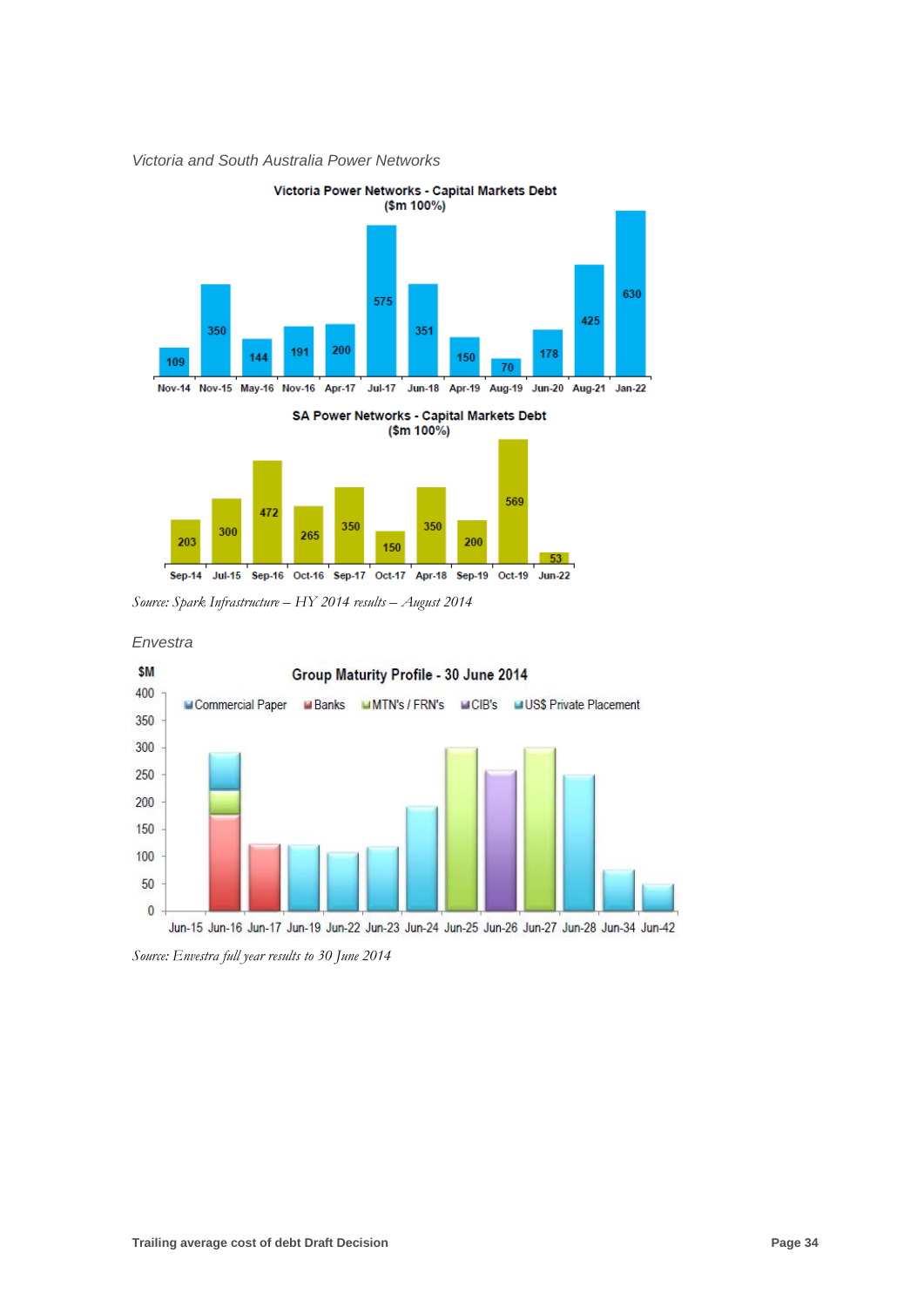*Victoria and South Australia Power Networks*

**Victoria Power Networks - Capital Markets Debt ($m 100%)**

| Nov-14 | Nov-15 | May-16 | Nov-16 | Apr-17 | Jul-17 | Jun-18 | Apr-19 | Aug-19 | Jun-20 | Aug-21 | Jan-22 |
|---|---|---|---|---|---|---|---|---|---|---|---|
| 109 | 350 | 144 | 191 | 200 | 575 | 351 | 150 | 70 | 178 | 425 | 630 |

**SA Power Networks - Capital Markets Debt ($m 100%)**

| Sep-14 | Jul-15 | Sep-16 | Oct-16 | Sep-17 | Oct-17 | Apr-18 | Sep-19 | Oct-19 | Jun-22 |
|---|---|---|---|---|---|---|---|---|---|
| 203 | 300 | 472 | 265 | 350 | 150 | 350 | 200 | 569 | 53 |

*Source: Spark Infrastructure – HY 2014 results – August 2014*

*Envestra*

**Group Maturity Profile - 30 June 2014**

$M

Legend: Commercial Paper, Banks, MTN's / FRN's, CIB's, US$ Private Placement

Horizontal axis: Jun-15, Jun-16, Jun-17, Jun-19, Jun-22, Jun-23, Jun-24, Jun-25, Jun-26, Jun-27, Jun-28, Jun-34, Jun-42

Vertical axis: 0, 50, 100, 150, 200, 250, 300, 350, 400

*Source: Envestra full year results to 30 June 2014*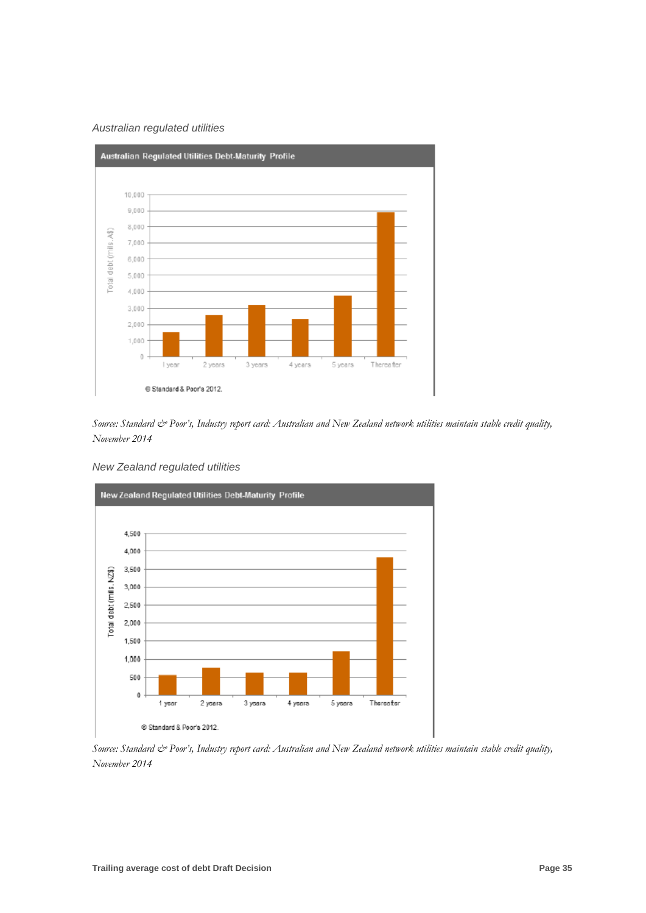*Australian regulated utilities*

**Australian Regulated Utilities Debt-Maturity Profile**

© Standard & Poor's 2012.

*Source: Standard & Poor's, Industry report card: Australian and New Zealand network utilities maintain stable credit quality, November 2014*

*New Zealand regulated utilities*

**New Zealand Regulated Utilities Debt-Maturity Profile**

© Standard & Poor's 2012.

*Source: Standard & Poor's, Industry report card: Australian and New Zealand network utilities maintain stable credit quality, November 2014*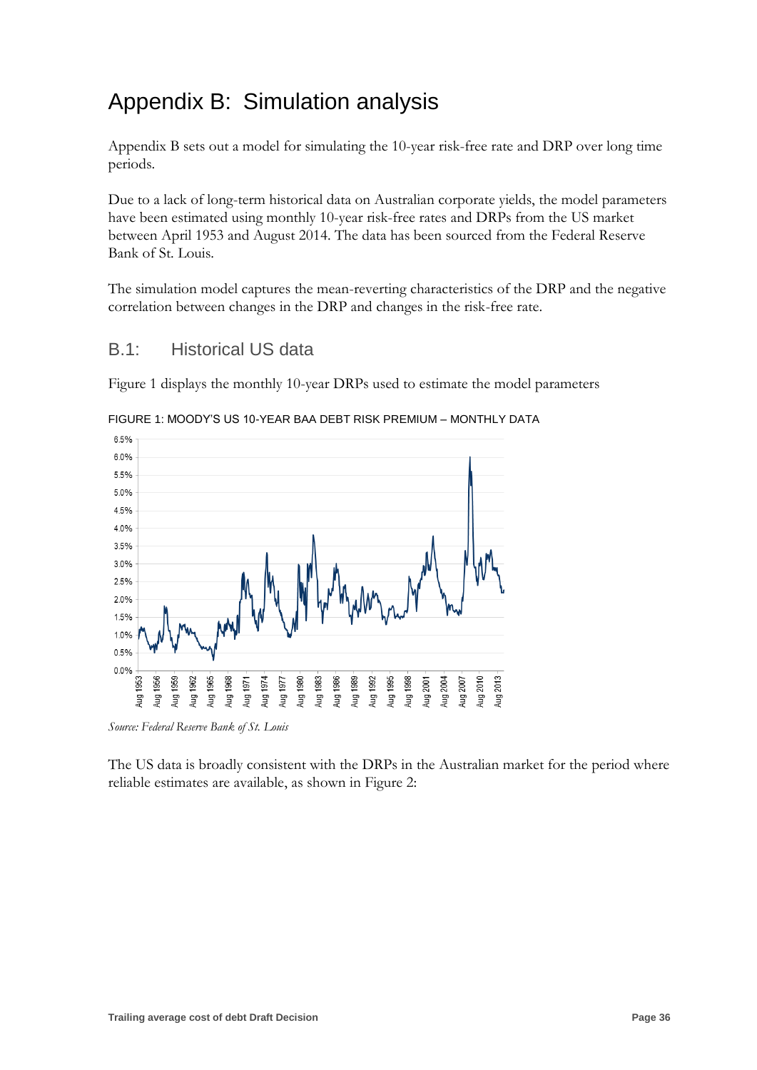# Appendix B: Simulation analysis

Appendix B sets out a model for simulating the 10-year risk-free rate and DRP over long time periods.

Due to a lack of long-term historical data on Australian corporate yields, the model parameters have been estimated using monthly 10-year risk-free rates and DRPs from the US market between April 1953 and August 2014. The data has been sourced from the Federal Reserve Bank of St. Louis.

The simulation model captures the mean-reverting characteristics of the DRP and the negative correlation between changes in the DRP and changes in the risk-free rate.

## B.1: Historical US data

Figure 1 displays the monthly 10-year DRPs used to estimate the model parameters

FIGURE 1: MOODY'S US 10-YEAR BAA DEBT RISK PREMIUM – MONTHLY DATA

*Source: Federal Reserve Bank of St. Louis*

The US data is broadly consistent with the DRPs in the Australian market for the period where reliable estimates are available, as shown in Figure 2: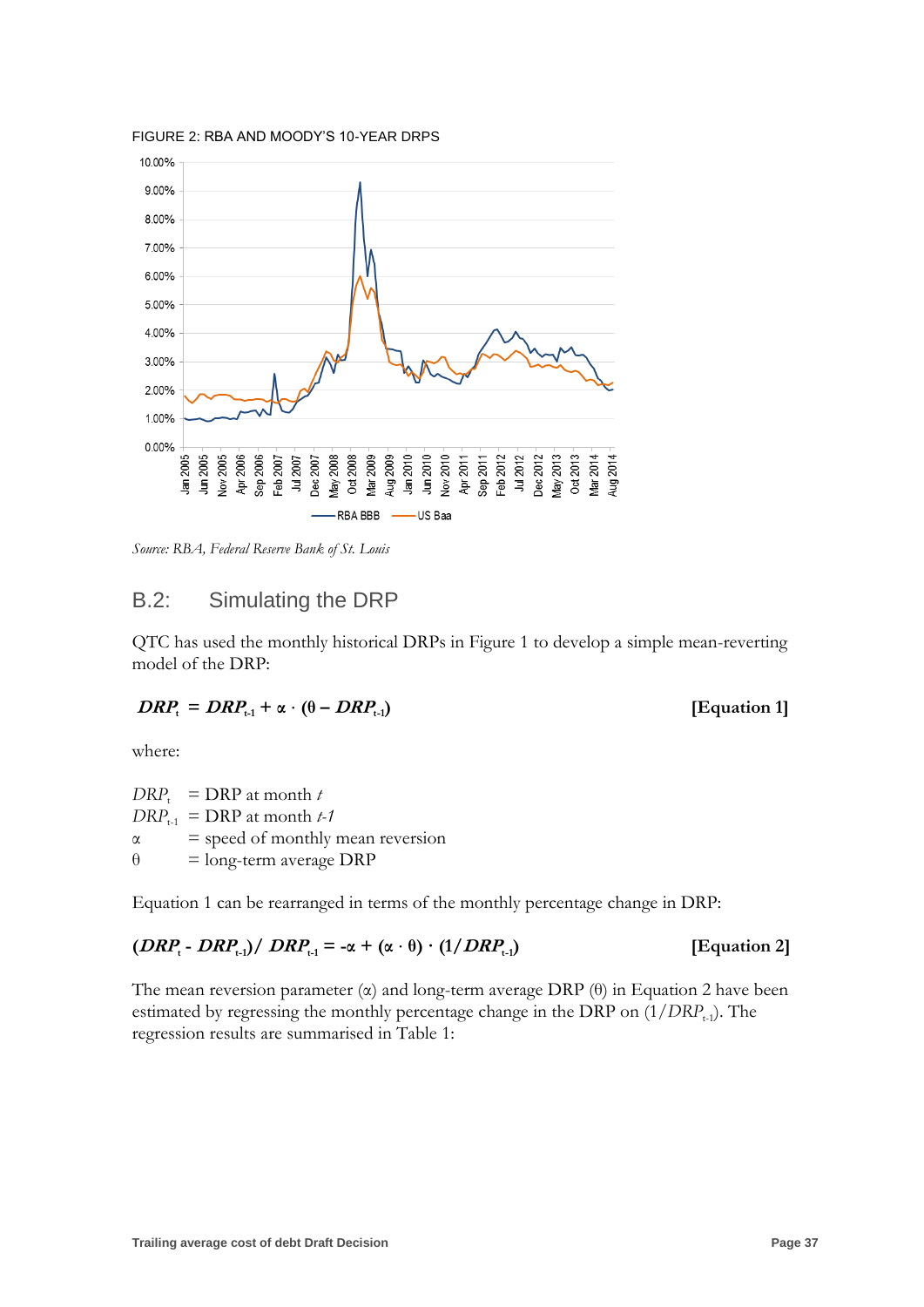FIGURE 2: RBA AND MOODY'S 10-YEAR DRPS

*Source: RBA, Federal Reserve Bank of St. Louis*

## B.2: Simulating the DRP

QTC has used the monthly historical DRPs in Figure 1 to develop a simple mean-reverting model of the DRP:

$$DRP_t = DRP_{t-1} + \alpha \cdot (\theta - DRP_{t-1}) \quad \textbf{[Equation 1]}$$

where:

$DRP_t$ = DRP at month $t$
$DRP_{t-1}$ = DRP at month $t\text{-}1$
$\alpha$ = speed of monthly mean reversion
$\theta$ = long-term average DRP

Equation 1 can be rearranged in terms of the monthly percentage change in DRP:

$$(DRP_t - DRP_{t-1}) / DRP_{t-1} = -\alpha + (\alpha \cdot \theta) \cdot (1/DRP_{t-1}) \quad \textbf{[Equation 2]}$$

The mean reversion parameter ($\alpha$) and long-term average DRP ($\theta$) in Equation 2 have been estimated by regressing the monthly percentage change in the DRP on ($1/DRP_{t-1}$). The regression results are summarised in Table 1: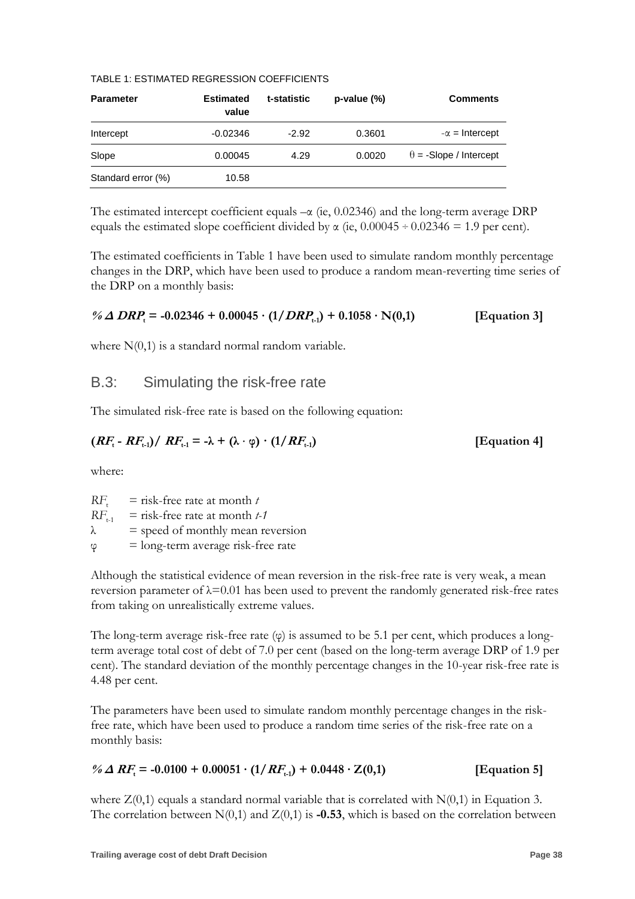TABLE 1: ESTIMATED REGRESSION COEFFICIENTS

| Parameter | Estimated value | t-statistic | p-value (%) | Comments |
|---|---|---|---|---|
| Intercept | -0.02346 | -2.92 | 0.3601 | $-\alpha$ = Intercept |
| Slope | 0.00045 | 4.29 | 0.0020 | $\theta$ = -Slope / Intercept |
| Standard error (%) | 10.58 | | | |

The estimated intercept coefficient equals $-\alpha$ (ie, 0.02346) and the long-term average DRP equals the estimated slope coefficient divided by $\alpha$ (ie, $0.00045 \div 0.02346 = 1.9$ per cent).

The estimated coefficients in Table 1 have been used to simulate random monthly percentage changes in the DRP, which have been used to produce a random mean-reverting time series of the DRP on a monthly basis:

$$\% \Delta DRP_t = -0.02346 + 0.00045 \cdot (1/DRP_{t-1}) + 0.1058 \cdot N(0,1) \qquad \textbf{[Equation 3]}$$

where $N(0,1)$ is a standard normal random variable.

## B.3: Simulating the risk-free rate

The simulated risk-free rate is based on the following equation:

$$(RF_t - RF_{t-1}) / RF_{t-1} = -\lambda + (\lambda \cdot \varphi) \cdot (1/RF_{t-1}) \qquad \textbf{[Equation 4]}$$

where:

$RF_t$ = risk-free rate at month $t$  
$RF_{t-1}$ = risk-free rate at month $t-1$  
$\lambda$ = speed of monthly mean reversion  
$\varphi$ = long-term average risk-free rate

Although the statistical evidence of mean reversion in the risk-free rate is very weak, a mean reversion parameter of $\lambda=0.01$ has been used to prevent the randomly generated risk-free rates from taking on unrealistically extreme values.

The long-term average risk-free rate ($\varphi$) is assumed to be 5.1 per cent, which produces a long-term average total cost of debt of 7.0 per cent (based on the long-term average DRP of 1.9 per cent). The standard deviation of the monthly percentage changes in the 10-year risk-free rate is 4.48 per cent.

The parameters have been used to simulate random monthly percentage changes in the risk-free rate, which have been used to produce a random time series of the risk-free rate on a monthly basis:

$$\% \Delta RF_t = -0.0100 + 0.00051 \cdot (1/RF_{t-1}) + 0.0448 \cdot Z(0,1) \qquad \textbf{[Equation 5]}$$

where $Z(0,1)$ equals a standard normal variable that is correlated with $N(0,1)$ in Equation 3. The correlation between $N(0,1)$ and $Z(0,1)$ is **-0.53**, which is based on the correlation between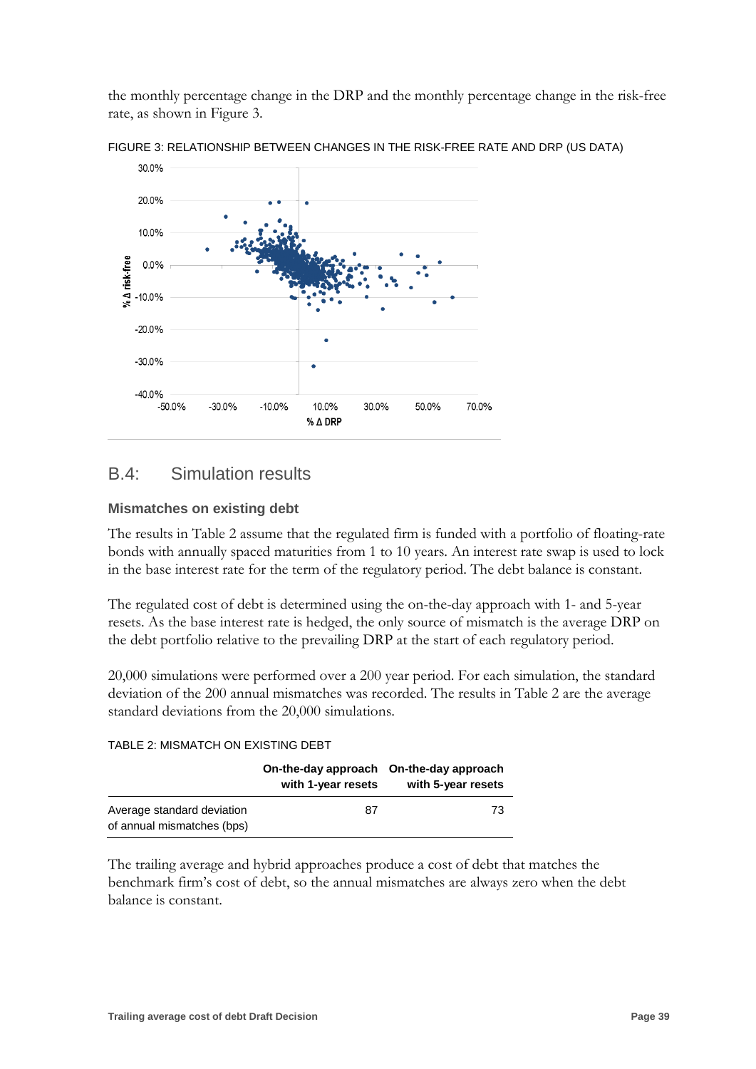the monthly percentage change in the DRP and the monthly percentage change in the risk-free rate, as shown in Figure 3.

FIGURE 3: RELATIONSHIP BETWEEN CHANGES IN THE RISK-FREE RATE AND DRP (US DATA)

## B.4: Simulation results

### Mismatches on existing debt

The results in Table 2 assume that the regulated firm is funded with a portfolio of floating-rate bonds with annually spaced maturities from 1 to 10 years. An interest rate swap is used to lock in the base interest rate for the term of the regulatory period. The debt balance is constant.

The regulated cost of debt is determined using the on-the-day approach with 1- and 5-year resets. As the base interest rate is hedged, the only source of mismatch is the average DRP on the debt portfolio relative to the prevailing DRP at the start of each regulatory period.

20,000 simulations were performed over a 200 year period. For each simulation, the standard deviation of the 200 annual mismatches was recorded. The results in Table 2 are the average standard deviations from the 20,000 simulations.

TABLE 2: MISMATCH ON EXISTING DEBT

| | On-the-day approach with 1-year resets | On-the-day approach with 5-year resets |
|---|---|---|
| Average standard deviation of annual mismatches (bps) | 87 | 73 |

The trailing average and hybrid approaches produce a cost of debt that matches the benchmark firm's cost of debt, so the annual mismatches are always zero when the debt balance is constant.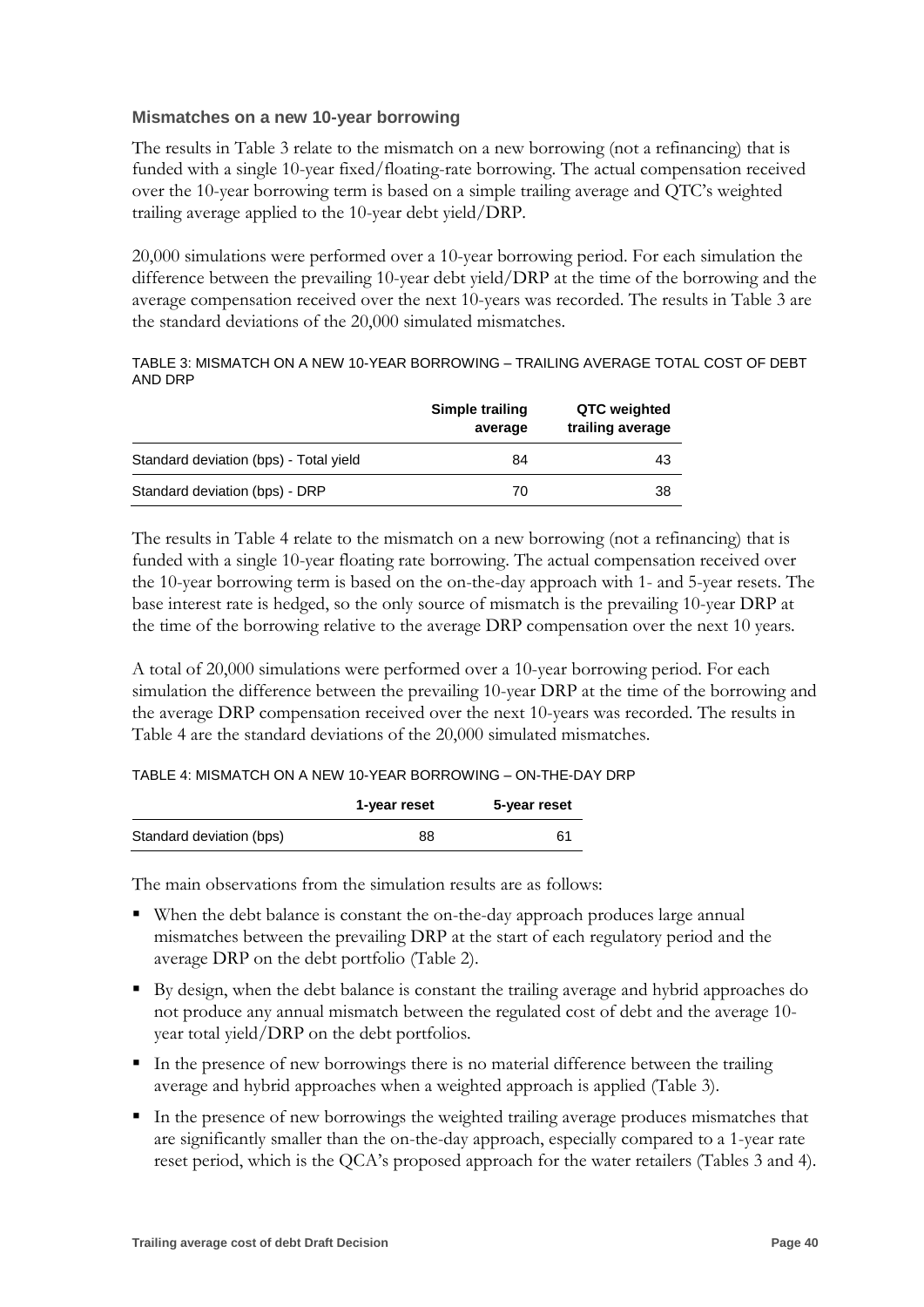### Mismatches on a new 10-year borrowing

The results in Table 3 relate to the mismatch on a new borrowing (not a refinancing) that is funded with a single 10-year fixed/floating-rate borrowing. The actual compensation received over the 10-year borrowing term is based on a simple trailing average and QTC's weighted trailing average applied to the 10-year debt yield/DRP.

20,000 simulations were performed over a 10-year borrowing period. For each simulation the difference between the prevailing 10-year debt yield/DRP at the time of the borrowing and the average compensation received over the next 10-years was recorded. The results in Table 3 are the standard deviations of the 20,000 simulated mismatches.

TABLE 3: MISMATCH ON A NEW 10-YEAR BORROWING – TRAILING AVERAGE TOTAL COST OF DEBT AND DRP

| | Simple trailing average | QTC weighted trailing average |
|---|---|---|
| Standard deviation (bps) - Total yield | 84 | 43 |
| Standard deviation (bps) - DRP | 70 | 38 |

The results in Table 4 relate to the mismatch on a new borrowing (not a refinancing) that is funded with a single 10-year floating rate borrowing. The actual compensation received over the 10-year borrowing term is based on the on-the-day approach with 1- and 5-year resets. The base interest rate is hedged, so the only source of mismatch is the prevailing 10-year DRP at the time of the borrowing relative to the average DRP compensation over the next 10 years.

A total of 20,000 simulations were performed over a 10-year borrowing period. For each simulation the difference between the prevailing 10-year DRP at the time of the borrowing and the average DRP compensation received over the next 10-years was recorded. The results in Table 4 are the standard deviations of the 20,000 simulated mismatches.

TABLE 4: MISMATCH ON A NEW 10-YEAR BORROWING – ON-THE-DAY DRP

| | 1-year reset | 5-year reset |
|---|---|---|
| Standard deviation (bps) | 88 | 61 |

The main observations from the simulation results are as follows:

- When the debt balance is constant the on-the-day approach produces large annual mismatches between the prevailing DRP at the start of each regulatory period and the average DRP on the debt portfolio (Table 2).
- By design, when the debt balance is constant the trailing average and hybrid approaches do not produce any annual mismatch between the regulated cost of debt and the average 10-year total yield/DRP on the debt portfolios.
- In the presence of new borrowings there is no material difference between the trailing average and hybrid approaches when a weighted approach is applied (Table 3).
- In the presence of new borrowings the weighted trailing average produces mismatches that are significantly smaller than the on-the-day approach, especially compared to a 1-year rate reset period, which is the QCA's proposed approach for the water retailers (Tables 3 and 4).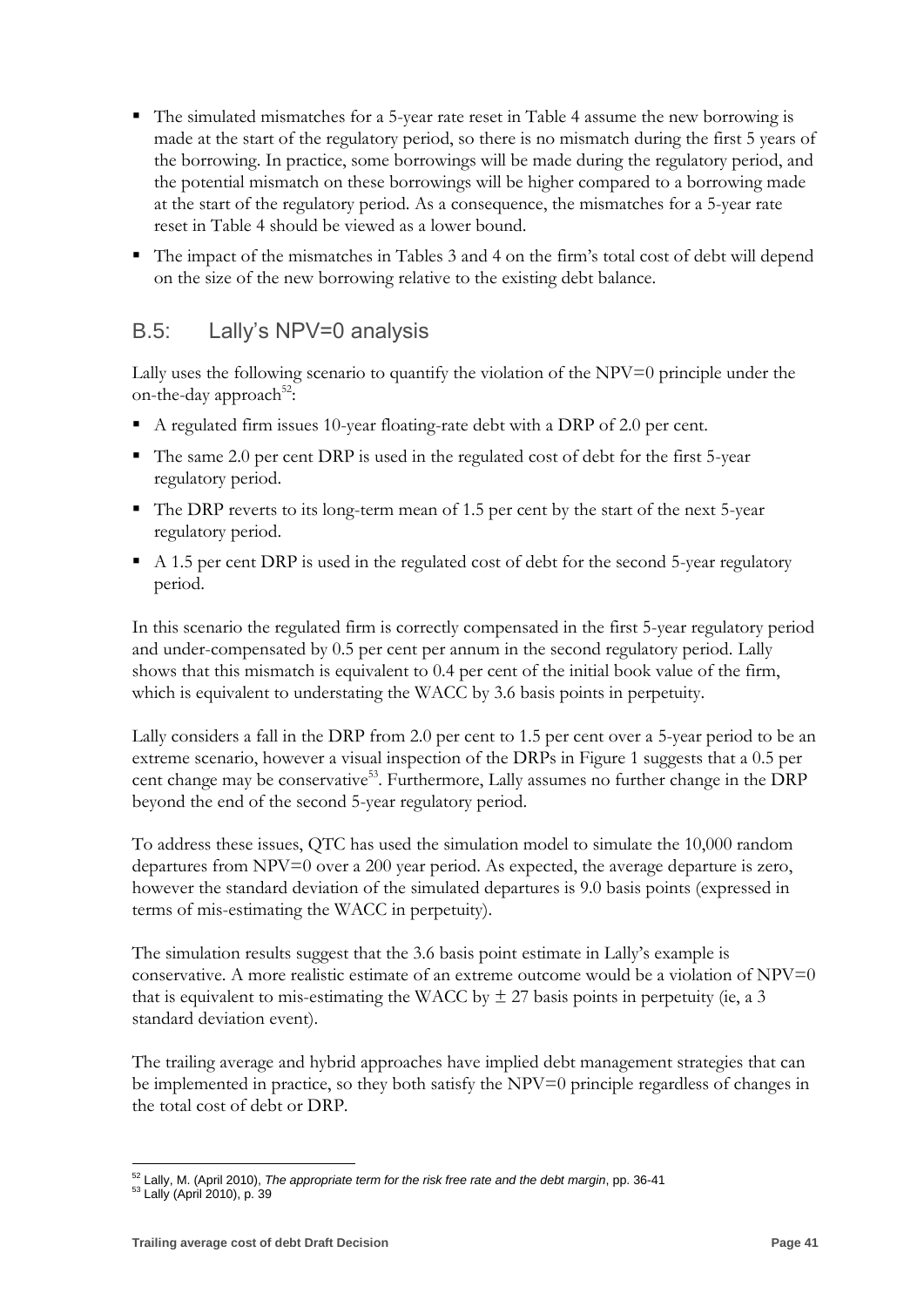- The simulated mismatches for a 5-year rate reset in Table 4 assume the new borrowing is made at the start of the regulatory period, so there is no mismatch during the first 5 years of the borrowing. In practice, some borrowings will be made during the regulatory period, and the potential mismatch on these borrowings will be higher compared to a borrowing made at the start of the regulatory period. As a consequence, the mismatches for a 5-year rate reset in Table 4 should be viewed as a lower bound.
- The impact of the mismatches in Tables 3 and 4 on the firm's total cost of debt will depend on the size of the new borrowing relative to the existing debt balance.

## B.5: Lally's NPV=0 analysis

Lally uses the following scenario to quantify the violation of the NPV=0 principle under the on-the-day approach[52]:

- A regulated firm issues 10-year floating-rate debt with a DRP of 2.0 per cent.
- The same 2.0 per cent DRP is used in the regulated cost of debt for the first 5-year regulatory period.
- The DRP reverts to its long-term mean of 1.5 per cent by the start of the next 5-year regulatory period.
- A 1.5 per cent DRP is used in the regulated cost of debt for the second 5-year regulatory period.

In this scenario the regulated firm is correctly compensated in the first 5-year regulatory period and under-compensated by 0.5 per cent per annum in the second regulatory period. Lally shows that this mismatch is equivalent to 0.4 per cent of the initial book value of the firm, which is equivalent to understating the WACC by 3.6 basis points in perpetuity.

Lally considers a fall in the DRP from 2.0 per cent to 1.5 per cent over a 5-year period to be an extreme scenario, however a visual inspection of the DRPs in Figure 1 suggests that a 0.5 per cent change may be conservative[53]. Furthermore, Lally assumes no further change in the DRP beyond the end of the second 5-year regulatory period.

To address these issues, QTC has used the simulation model to simulate the 10,000 random departures from NPV=0 over a 200 year period. As expected, the average departure is zero, however the standard deviation of the simulated departures is 9.0 basis points (expressed in terms of mis-estimating the WACC in perpetuity).

The simulation results suggest that the 3.6 basis point estimate in Lally's example is conservative. A more realistic estimate of an extreme outcome would be a violation of NPV=0 that is equivalent to mis-estimating the WACC by ± 27 basis points in perpetuity (ie, a 3 standard deviation event).

The trailing average and hybrid approaches have implied debt management strategies that can be implemented in practice, so they both satisfy the NPV=0 principle regardless of changes in the total cost of debt or DRP.

---

[52] Lally, M. (April 2010), *The appropriate term for the risk free rate and the debt margin*, pp. 36-41

[53] Lally (April 2010), p. 39